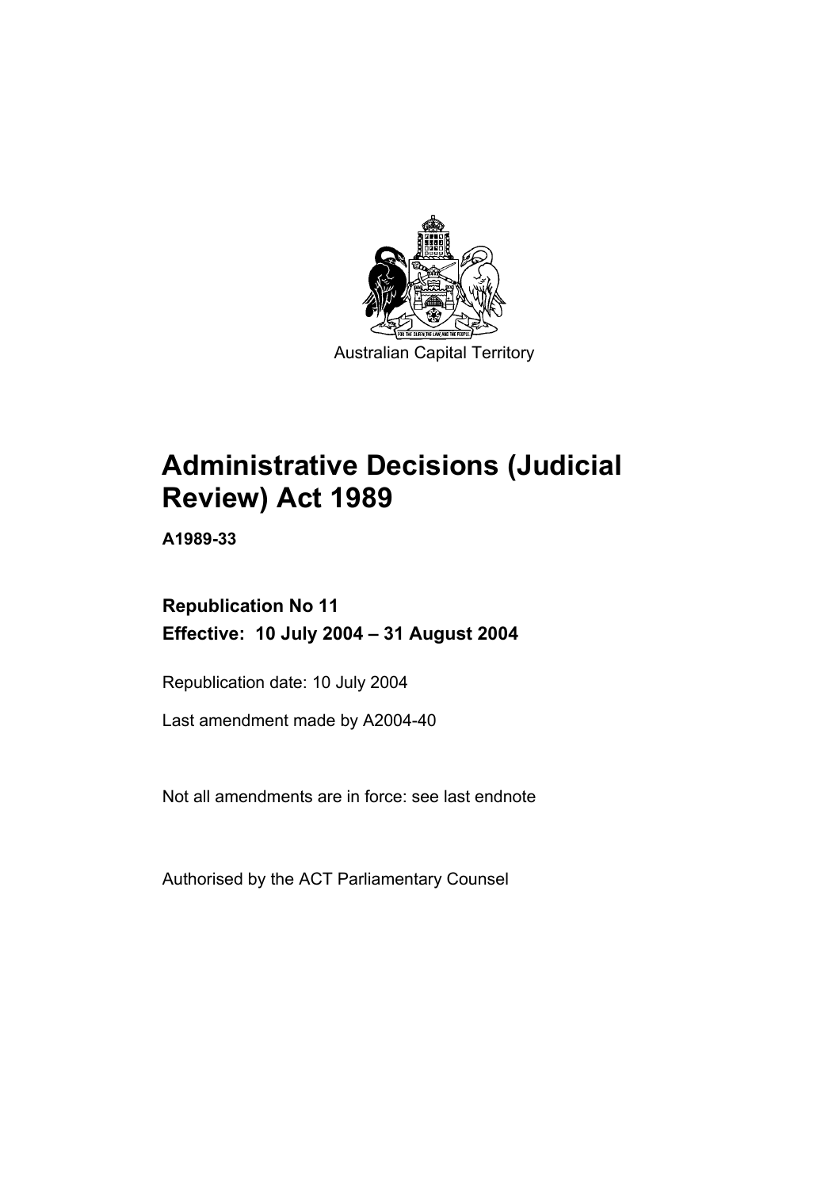Australian Capital Territory

# Administrative Decisions (Judicial Review) Act 1989

**A1989-33**

**Republication No 11**

**Effective: 10 July 2004 – 31 August 2004**

Republication date: 10 July 2004

Last amendment made by A2004-40

Not all amendments are in force: see last endnote

Authorised by the ACT Parliamentary Counsel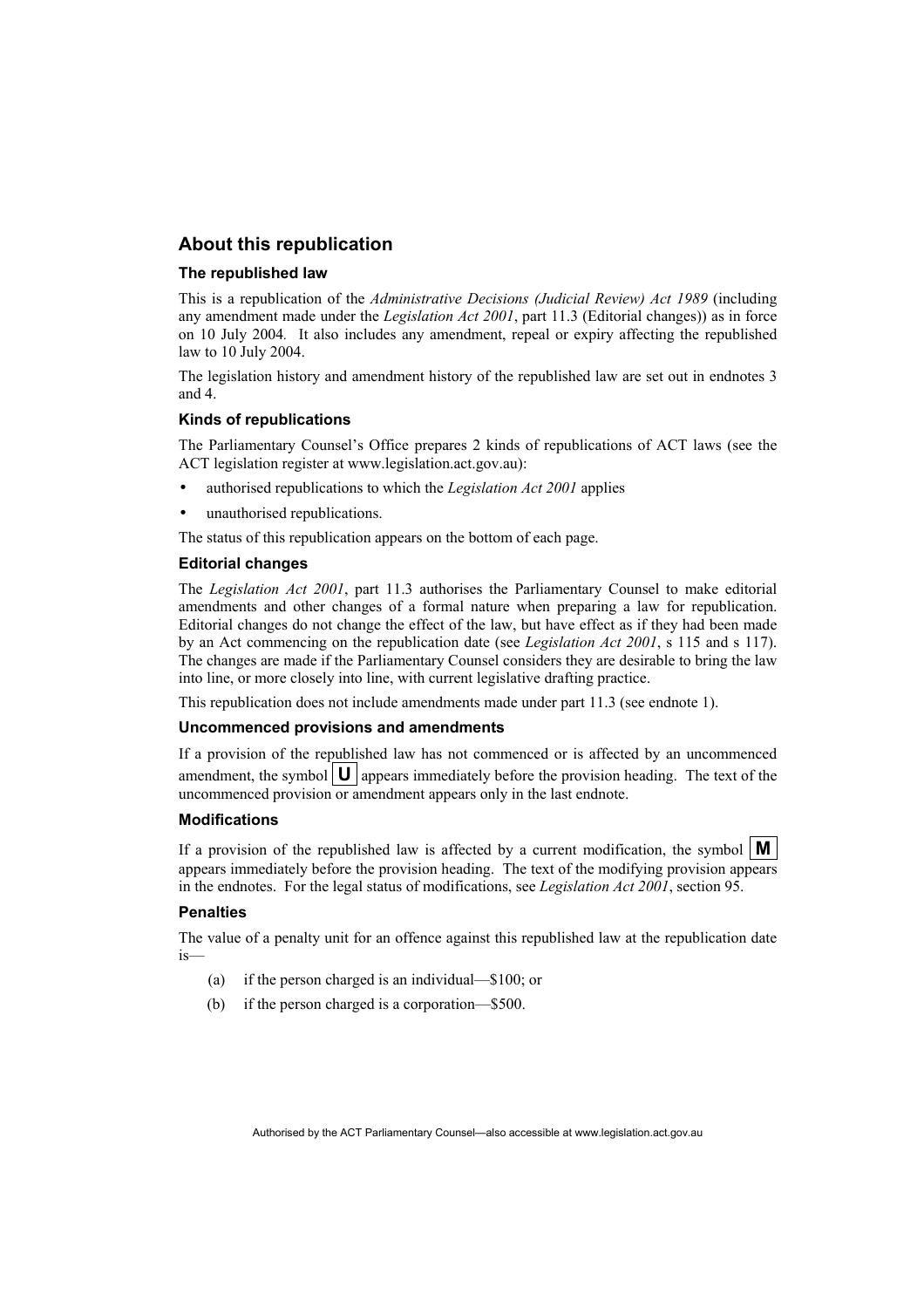## About this republication

### The republished law

This is a republication of the *Administrative Decisions (Judicial Review) Act 1989* (including any amendment made under the *Legislation Act 2001*, part 11.3 (Editorial changes)) as in force on 10 July 2004*.* It also includes any amendment, repeal or expiry affecting the republished law to 10 July 2004.

The legislation history and amendment history of the republished law are set out in endnotes 3 and 4.

### Kinds of republications

The Parliamentary Counsel's Office prepares 2 kinds of republications of ACT laws (see the ACT legislation register at www.legislation.act.gov.au):

- authorised republications to which the *Legislation Act 2001* applies
- unauthorised republications.

The status of this republication appears on the bottom of each page.

### Editorial changes

The *Legislation Act 2001*, part 11.3 authorises the Parliamentary Counsel to make editorial amendments and other changes of a formal nature when preparing a law for republication. Editorial changes do not change the effect of the law, but have effect as if they had been made by an Act commencing on the republication date (see *Legislation Act 2001*, s 115 and s 117). The changes are made if the Parliamentary Counsel considers they are desirable to bring the law into line, or more closely into line, with current legislative drafting practice.

This republication does not include amendments made under part 11.3 (see endnote 1).

### Uncommenced provisions and amendments

If a provision of the republished law has not commenced or is affected by an uncommenced amendment, the symbol **U** appears immediately before the provision heading. The text of the uncommenced provision or amendment appears only in the last endnote.

### Modifications

If a provision of the republished law is affected by a current modification, the symbol **M** appears immediately before the provision heading. The text of the modifying provision appears in the endnotes. For the legal status of modifications, see *Legislation Act 2001*, section 95.

### Penalties

The value of a penalty unit for an offence against this republished law at the republication date is—

(a) if the person charged is an individual—$100; or

(b) if the person charged is a corporation—$500.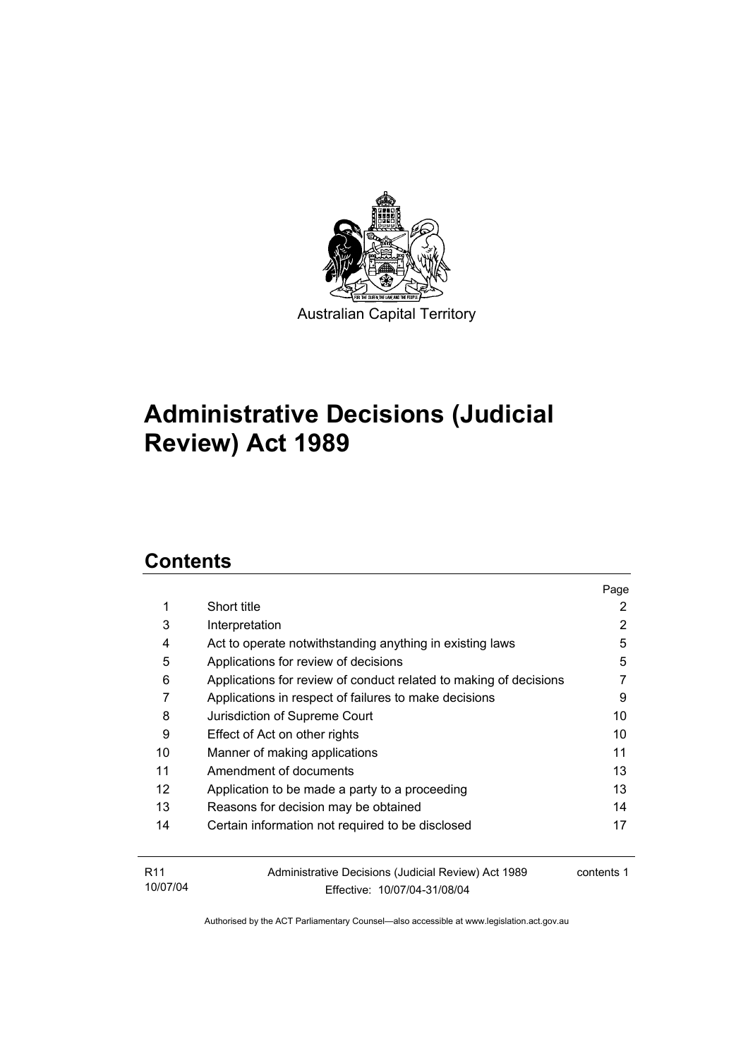Australian Capital Territory

# Administrative Decisions (Judicial Review) Act 1989

## Contents

| | | Page |
|---|---|---|
| 1 | Short title | 2 |
| 3 | Interpretation | 2 |
| 4 | Act to operate notwithstanding anything in existing laws | 5 |
| 5 | Applications for review of decisions | 5 |
| 6 | Applications for review of conduct related to making of decisions | 7 |
| 7 | Applications in respect of failures to make decisions | 9 |
| 8 | Jurisdiction of Supreme Court | 10 |
| 9 | Effect of Act on other rights | 10 |
| 10 | Manner of making applications | 11 |
| 11 | Amendment of documents | 13 |
| 12 | Application to be made a party to a proceeding | 13 |
| 13 | Reasons for decision may be obtained | 14 |
| 14 | Certain information not required to be disclosed | 17 |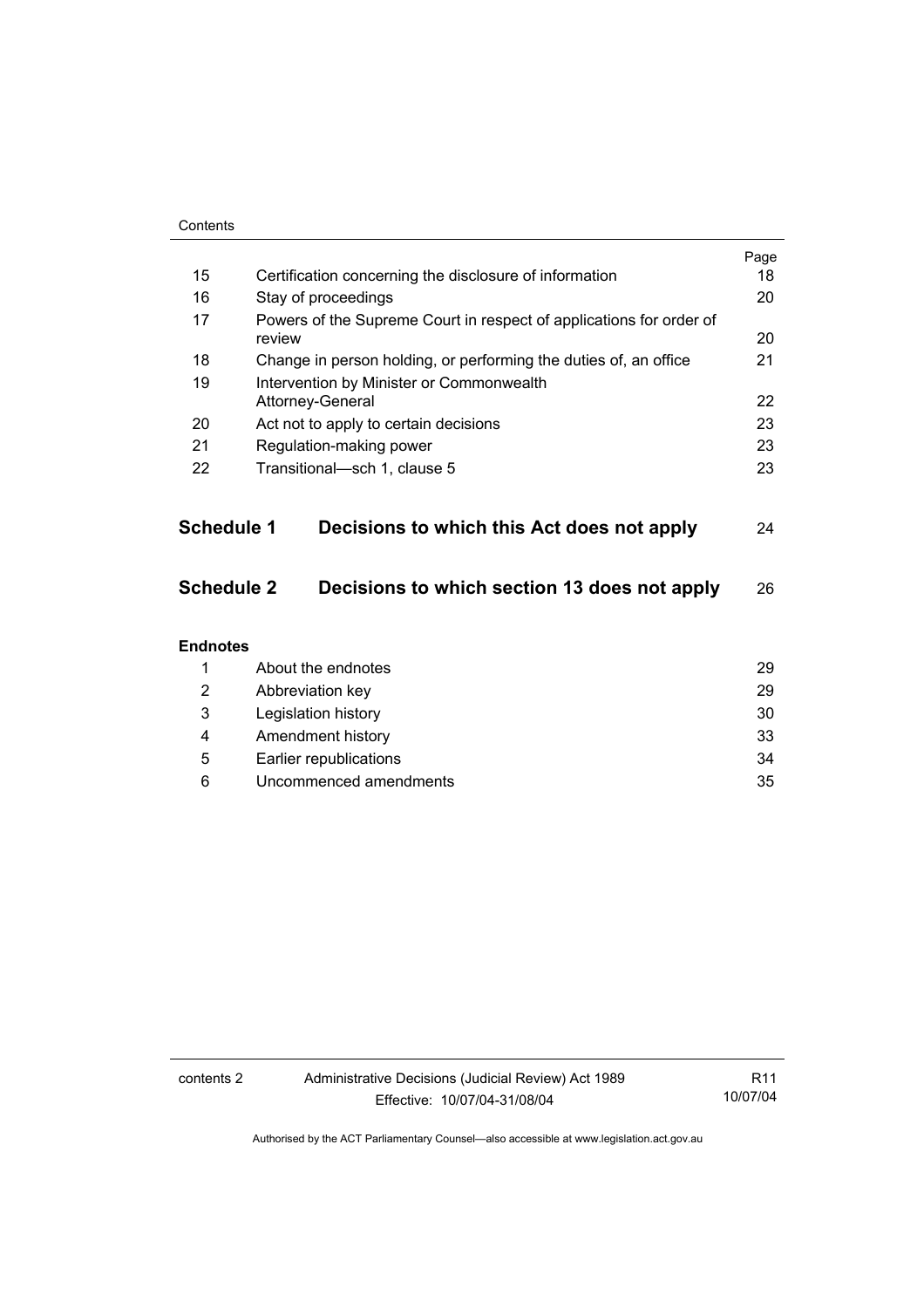| | | Page |
|---|---|---|
| 15 | Certification concerning the disclosure of information | 18 |
| 16 | Stay of proceedings | 20 |
| 17 | Powers of the Supreme Court in respect of applications for order of review | 20 |
| 18 | Change in person holding, or performing the duties of, an office | 21 |
| 19 | Intervention by Minister or Commonwealth Attorney-General | 22 |
| 20 | Act not to apply to certain decisions | 23 |
| 21 | Regulation-making power | 23 |
| 22 | Transitional—sch 1, clause 5 | 23 |

**Schedule 1 Decisions to which this Act does not apply** 24

**Schedule 2 Decisions to which section 13 does not apply** 26

**Endnotes**

| | | |
|---|---|---|
| 1 | About the endnotes | 29 |
| 2 | Abbreviation key | 29 |
| 3 | Legislation history | 30 |
| 4 | Amendment history | 33 |
| 5 | Earlier republications | 34 |
| 6 | Uncommenced amendments | 35 |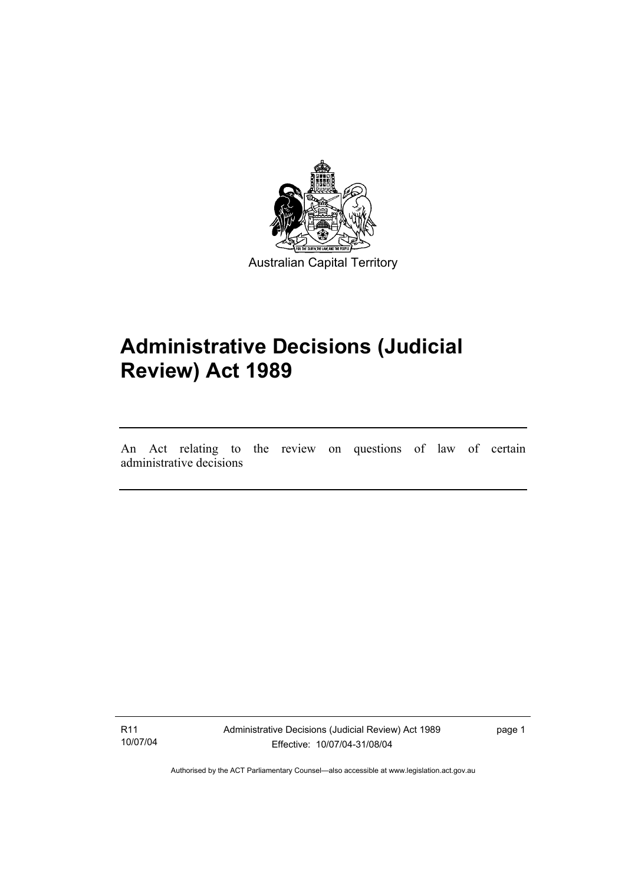Australian Capital Territory

# Administrative Decisions (Judicial Review) Act 1989

An Act relating to the review on questions of law of certain administrative decisions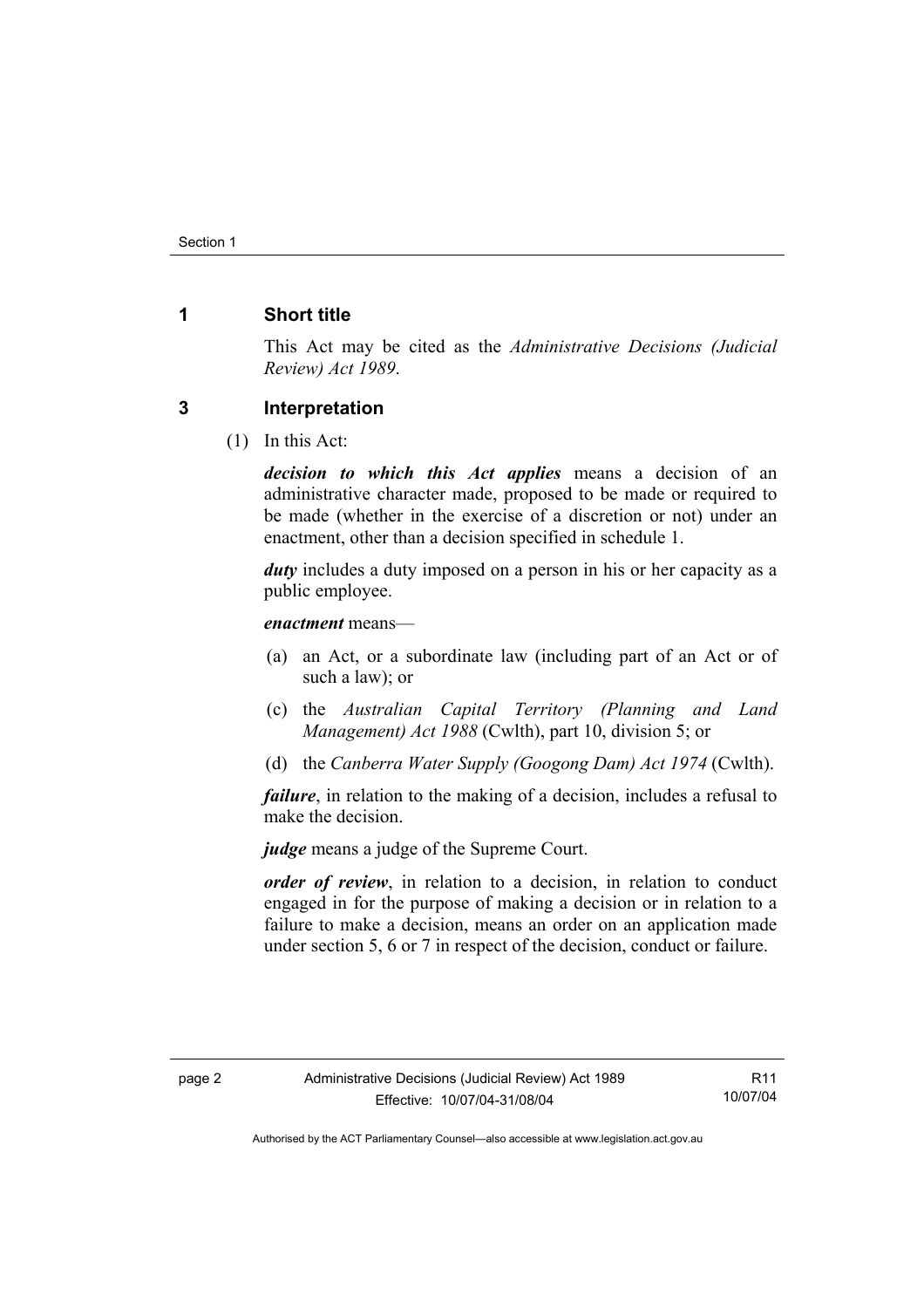## 1 Short title

This Act may be cited as the *Administrative Decisions (Judicial Review) Act 1989*.

## 3 Interpretation

(1) In this Act:

***decision to which this Act applies*** means a decision of an administrative character made, proposed to be made or required to be made (whether in the exercise of a discretion or not) under an enactment, other than a decision specified in schedule 1.

***duty*** includes a duty imposed on a person in his or her capacity as a public employee.

***enactment*** means—

(a) an Act, or a subordinate law (including part of an Act or of such a law); or

(c) the *Australian Capital Territory (Planning and Land Management) Act 1988* (Cwlth), part 10, division 5; or

(d) the *Canberra Water Supply (Googong Dam) Act 1974* (Cwlth).

***failure***, in relation to the making of a decision, includes a refusal to make the decision.

***judge*** means a judge of the Supreme Court.

***order of review***, in relation to a decision, in relation to conduct engaged in for the purpose of making a decision or in relation to a failure to make a decision, means an order on an application made under section 5, 6 or 7 in respect of the decision, conduct or failure.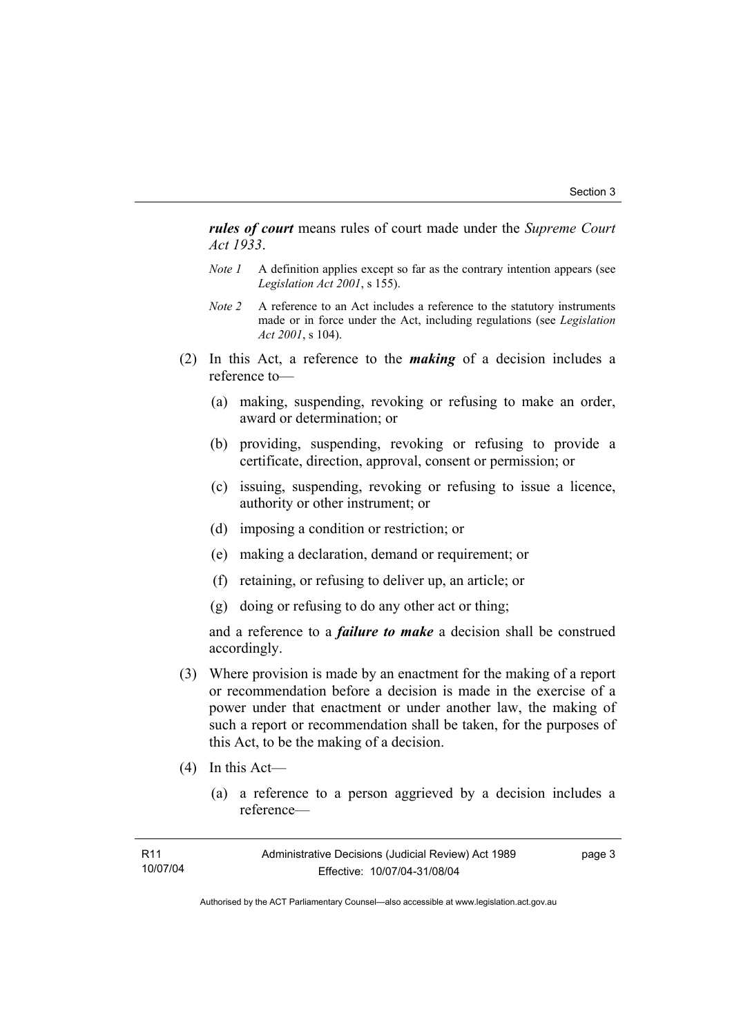***rules of court*** means rules of court made under the *Supreme Court Act 1933*.

*Note 1* A definition applies except so far as the contrary intention appears (see *Legislation Act 2001*, s 155).

*Note 2* A reference to an Act includes a reference to the statutory instruments made or in force under the Act, including regulations (see *Legislation Act 2001*, s 104).

(2) In this Act, a reference to the ***making*** of a decision includes a reference to—

(a) making, suspending, revoking or refusing to make an order, award or determination; or

(b) providing, suspending, revoking or refusing to provide a certificate, direction, approval, consent or permission; or

(c) issuing, suspending, revoking or refusing to issue a licence, authority or other instrument; or

(d) imposing a condition or restriction; or

(e) making a declaration, demand or requirement; or

(f) retaining, or refusing to deliver up, an article; or

(g) doing or refusing to do any other act or thing;

and a reference to a ***failure to make*** a decision shall be construed accordingly.

(3) Where provision is made by an enactment for the making of a report or recommendation before a decision is made in the exercise of a power under that enactment or under another law, the making of such a report or recommendation shall be taken, for the purposes of this Act, to be the making of a decision.

(4) In this Act—

(a) a reference to a person aggrieved by a decision includes a reference—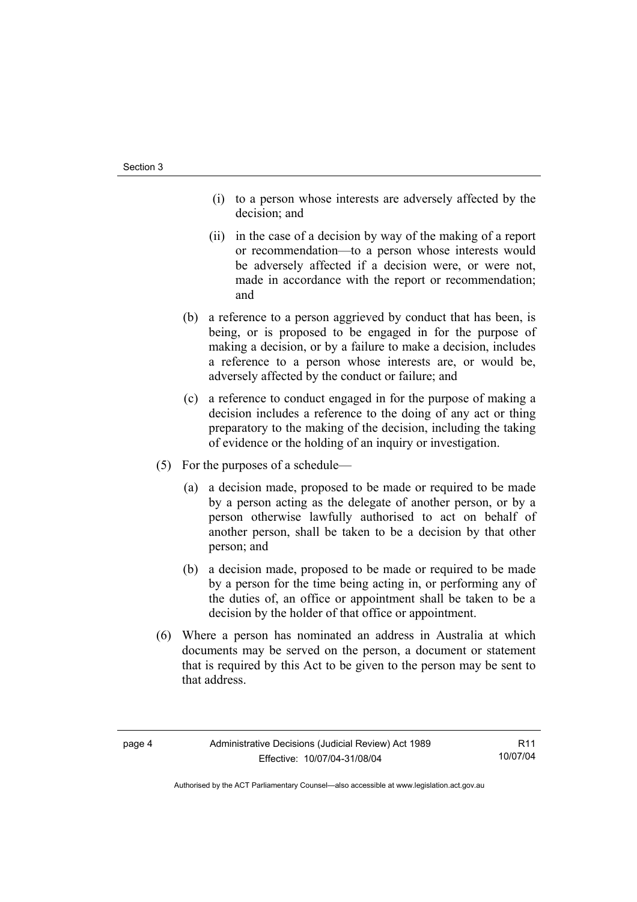(i) to a person whose interests are adversely affected by the decision; and

(ii) in the case of a decision by way of the making of a report or recommendation—to a person whose interests would be adversely affected if a decision were, or were not, made in accordance with the report or recommendation; and

(b) a reference to a person aggrieved by conduct that has been, is being, or is proposed to be engaged in for the purpose of making a decision, or by a failure to make a decision, includes a reference to a person whose interests are, or would be, adversely affected by the conduct or failure; and

(c) a reference to conduct engaged in for the purpose of making a decision includes a reference to the doing of any act or thing preparatory to the making of the decision, including the taking of evidence or the holding of an inquiry or investigation.

(5) For the purposes of a schedule—

(a) a decision made, proposed to be made or required to be made by a person acting as the delegate of another person, or by a person otherwise lawfully authorised to act on behalf of another person, shall be taken to be a decision by that other person; and

(b) a decision made, proposed to be made or required to be made by a person for the time being acting in, or performing any of the duties of, an office or appointment shall be taken to be a decision by the holder of that office or appointment.

(6) Where a person has nominated an address in Australia at which documents may be served on the person, a document or statement that is required by this Act to be given to the person may be sent to that address.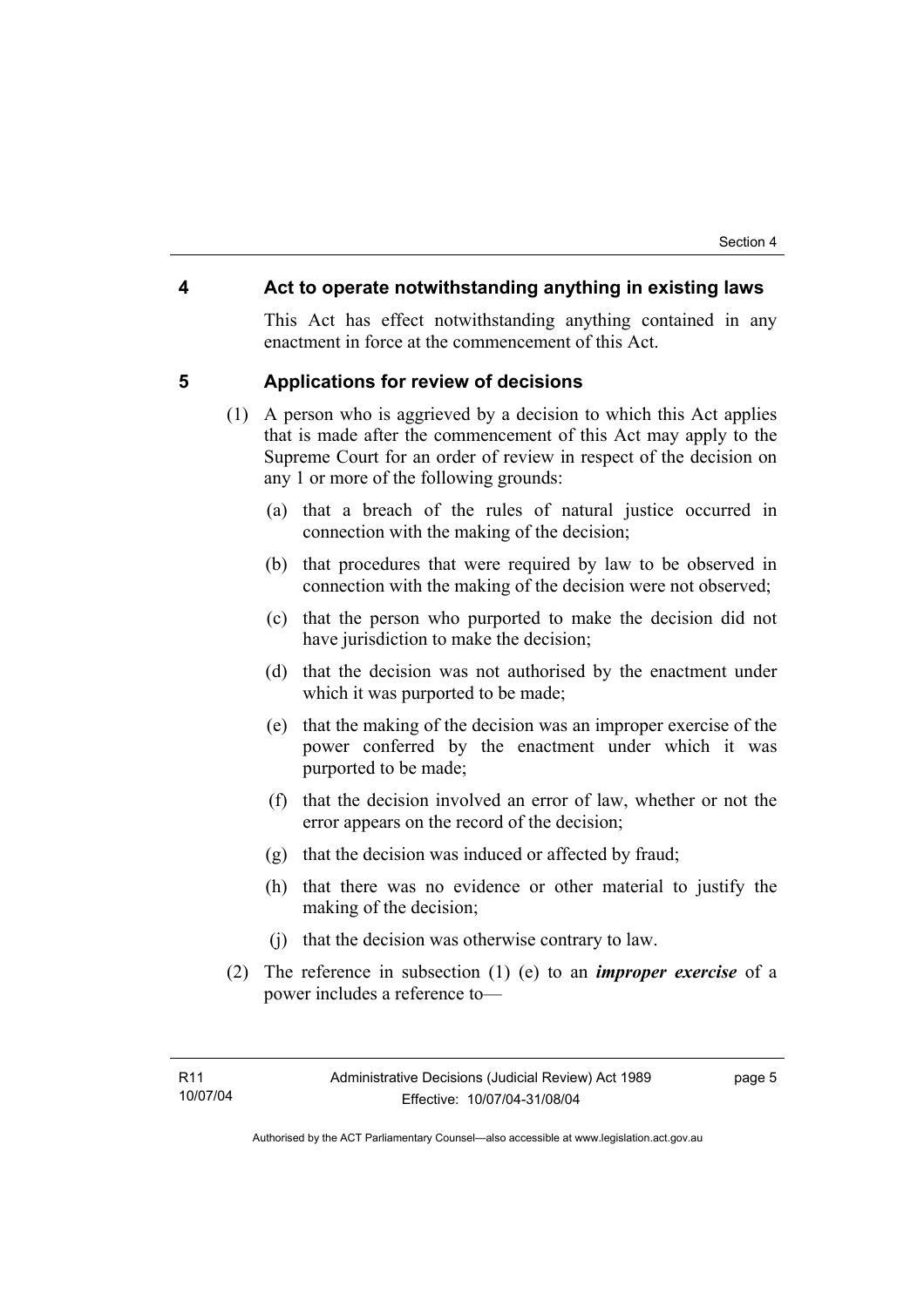## 4 Act to operate notwithstanding anything in existing laws

This Act has effect notwithstanding anything contained in any enactment in force at the commencement of this Act.

## 5 Applications for review of decisions

(1) A person who is aggrieved by a decision to which this Act applies that is made after the commencement of this Act may apply to the Supreme Court for an order of review in respect of the decision on any 1 or more of the following grounds:

(a) that a breach of the rules of natural justice occurred in connection with the making of the decision;

(b) that procedures that were required by law to be observed in connection with the making of the decision were not observed;

(c) that the person who purported to make the decision did not have jurisdiction to make the decision;

(d) that the decision was not authorised by the enactment under which it was purported to be made;

(e) that the making of the decision was an improper exercise of the power conferred by the enactment under which it was purported to be made;

(f) that the decision involved an error of law, whether or not the error appears on the record of the decision;

(g) that the decision was induced or affected by fraud;

(h) that there was no evidence or other material to justify the making of the decision;

(j) that the decision was otherwise contrary to law.

(2) The reference in subsection (1) (e) to an ***improper exercise*** of a power includes a reference to—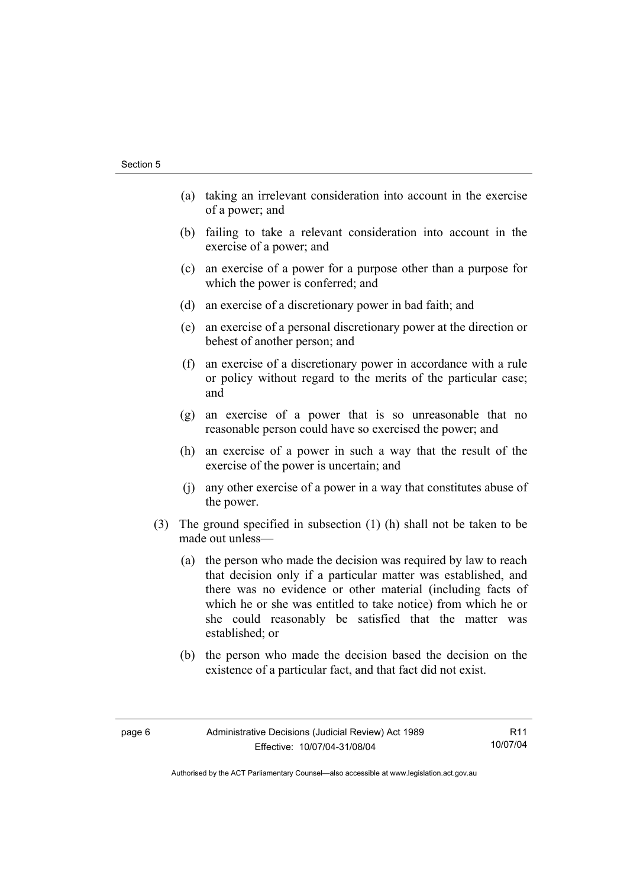(a) taking an irrelevant consideration into account in the exercise of a power; and

(b) failing to take a relevant consideration into account in the exercise of a power; and

(c) an exercise of a power for a purpose other than a purpose for which the power is conferred; and

(d) an exercise of a discretionary power in bad faith; and

(e) an exercise of a personal discretionary power at the direction or behest of another person; and

(f) an exercise of a discretionary power in accordance with a rule or policy without regard to the merits of the particular case; and

(g) an exercise of a power that is so unreasonable that no reasonable person could have so exercised the power; and

(h) an exercise of a power in such a way that the result of the exercise of the power is uncertain; and

(j) any other exercise of a power in a way that constitutes abuse of the power.

(3) The ground specified in subsection (1) (h) shall not be taken to be made out unless—

(a) the person who made the decision was required by law to reach that decision only if a particular matter was established, and there was no evidence or other material (including facts of which he or she was entitled to take notice) from which he or she could reasonably be satisfied that the matter was established; or

(b) the person who made the decision based the decision on the existence of a particular fact, and that fact did not exist.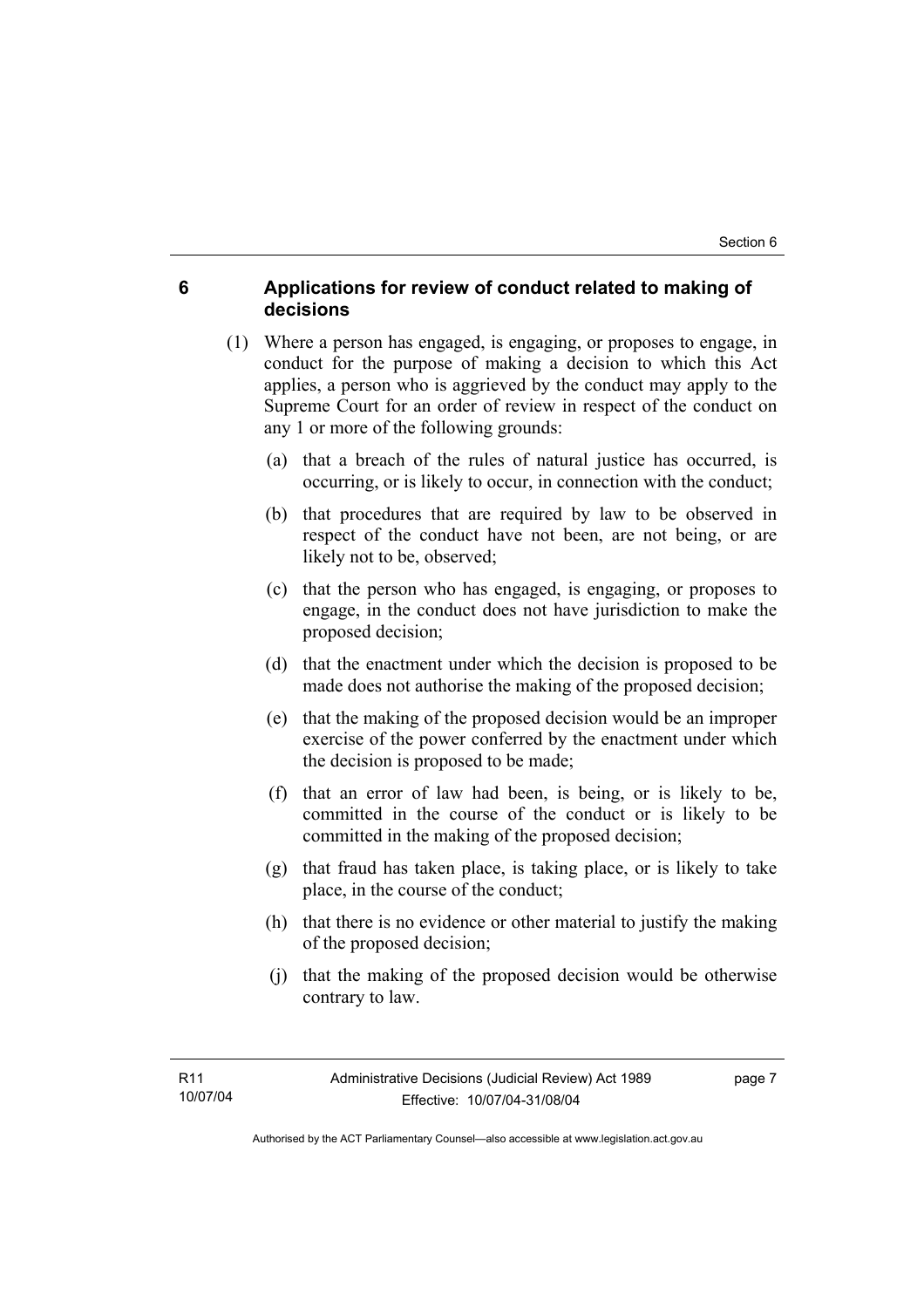## 6 Applications for review of conduct related to making of decisions

(1) Where a person has engaged, is engaging, or proposes to engage, in conduct for the purpose of making a decision to which this Act applies, a person who is aggrieved by the conduct may apply to the Supreme Court for an order of review in respect of the conduct on any 1 or more of the following grounds:

(a) that a breach of the rules of natural justice has occurred, is occurring, or is likely to occur, in connection with the conduct;

(b) that procedures that are required by law to be observed in respect of the conduct have not been, are not being, or are likely not to be, observed;

(c) that the person who has engaged, is engaging, or proposes to engage, in the conduct does not have jurisdiction to make the proposed decision;

(d) that the enactment under which the decision is proposed to be made does not authorise the making of the proposed decision;

(e) that the making of the proposed decision would be an improper exercise of the power conferred by the enactment under which the decision is proposed to be made;

(f) that an error of law had been, is being, or is likely to be, committed in the course of the conduct or is likely to be committed in the making of the proposed decision;

(g) that fraud has taken place, is taking place, or is likely to take place, in the course of the conduct;

(h) that there is no evidence or other material to justify the making of the proposed decision;

(j) that the making of the proposed decision would be otherwise contrary to law.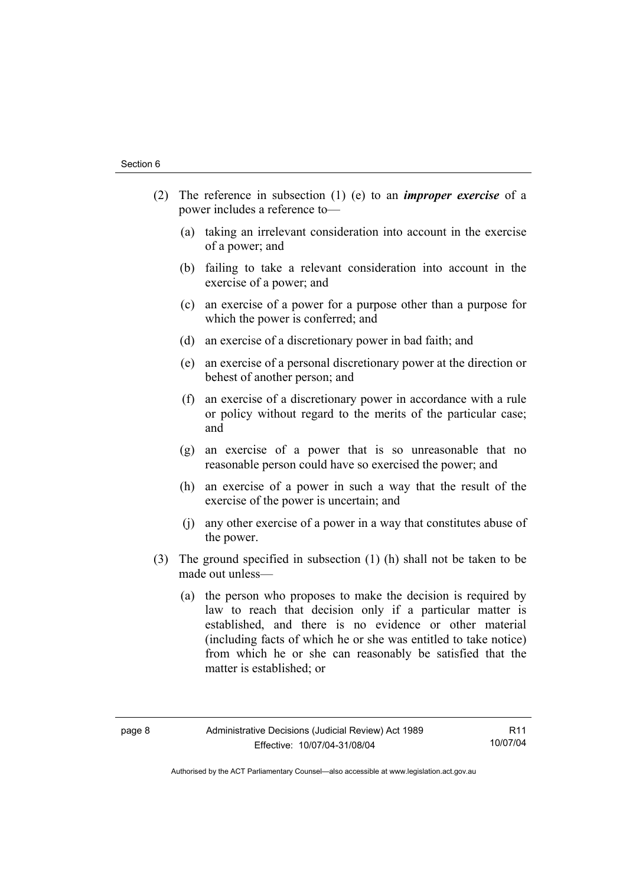(2) The reference in subsection (1) (e) to an ***improper exercise*** of a power includes a reference to—

(a) taking an irrelevant consideration into account in the exercise of a power; and

(b) failing to take a relevant consideration into account in the exercise of a power; and

(c) an exercise of a power for a purpose other than a purpose for which the power is conferred; and

(d) an exercise of a discretionary power in bad faith; and

(e) an exercise of a personal discretionary power at the direction or behest of another person; and

(f) an exercise of a discretionary power in accordance with a rule or policy without regard to the merits of the particular case; and

(g) an exercise of a power that is so unreasonable that no reasonable person could have so exercised the power; and

(h) an exercise of a power in such a way that the result of the exercise of the power is uncertain; and

(j) any other exercise of a power in a way that constitutes abuse of the power.

(3) The ground specified in subsection (1) (h) shall not be taken to be made out unless—

(a) the person who proposes to make the decision is required by law to reach that decision only if a particular matter is established, and there is no evidence or other material (including facts of which he or she was entitled to take notice) from which he or she can reasonably be satisfied that the matter is established; or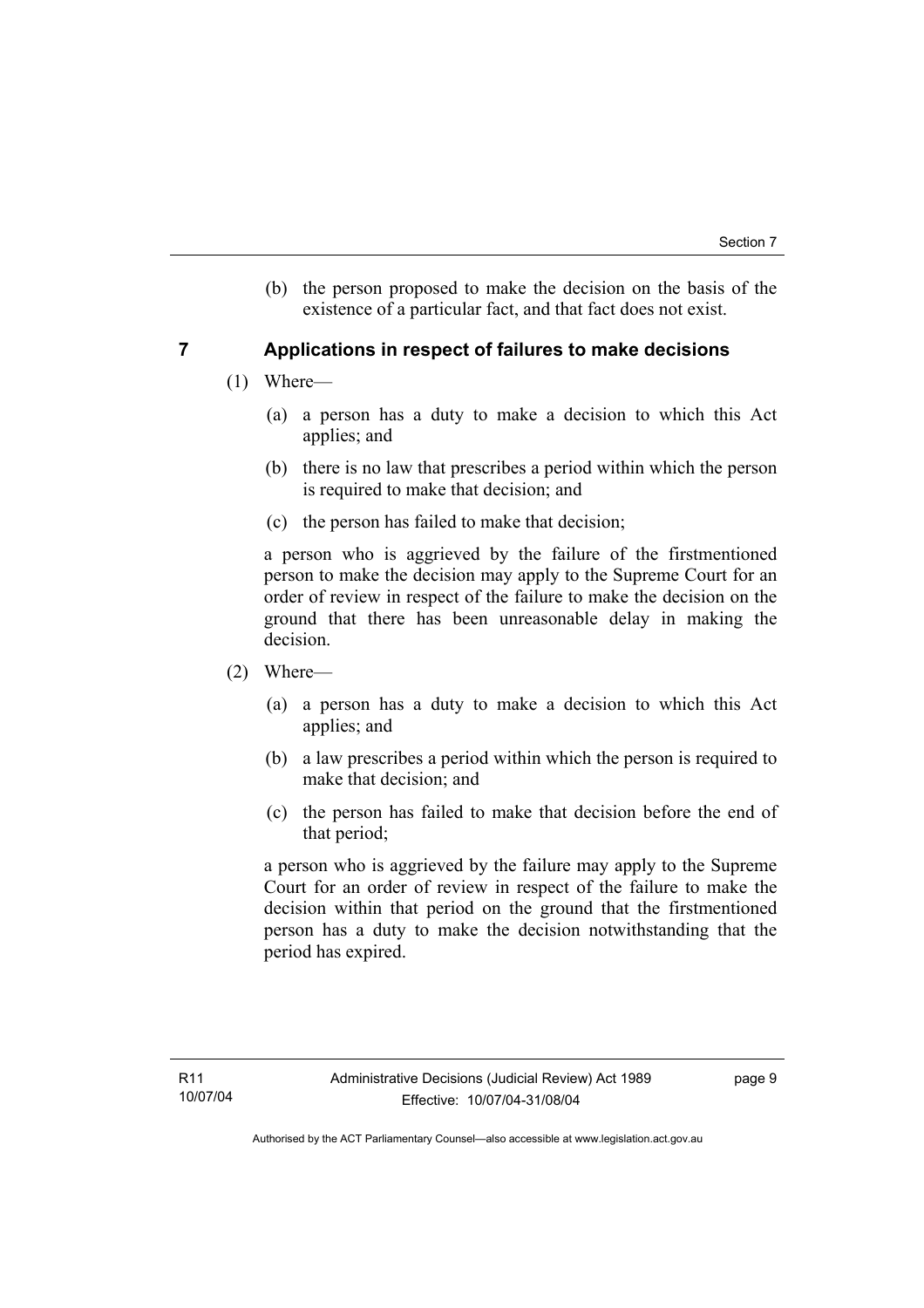(b) the person proposed to make the decision on the basis of the existence of a particular fact, and that fact does not exist.

## 7 Applications in respect of failures to make decisions

(1) Where—

(a) a person has a duty to make a decision to which this Act applies; and

(b) there is no law that prescribes a period within which the person is required to make that decision; and

(c) the person has failed to make that decision;

a person who is aggrieved by the failure of the firstmentioned person to make the decision may apply to the Supreme Court for an order of review in respect of the failure to make the decision on the ground that there has been unreasonable delay in making the decision.

(2) Where—

(a) a person has a duty to make a decision to which this Act applies; and

(b) a law prescribes a period within which the person is required to make that decision; and

(c) the person has failed to make that decision before the end of that period;

a person who is aggrieved by the failure may apply to the Supreme Court for an order of review in respect of the failure to make the decision within that period on the ground that the firstmentioned person has a duty to make the decision notwithstanding that the period has expired.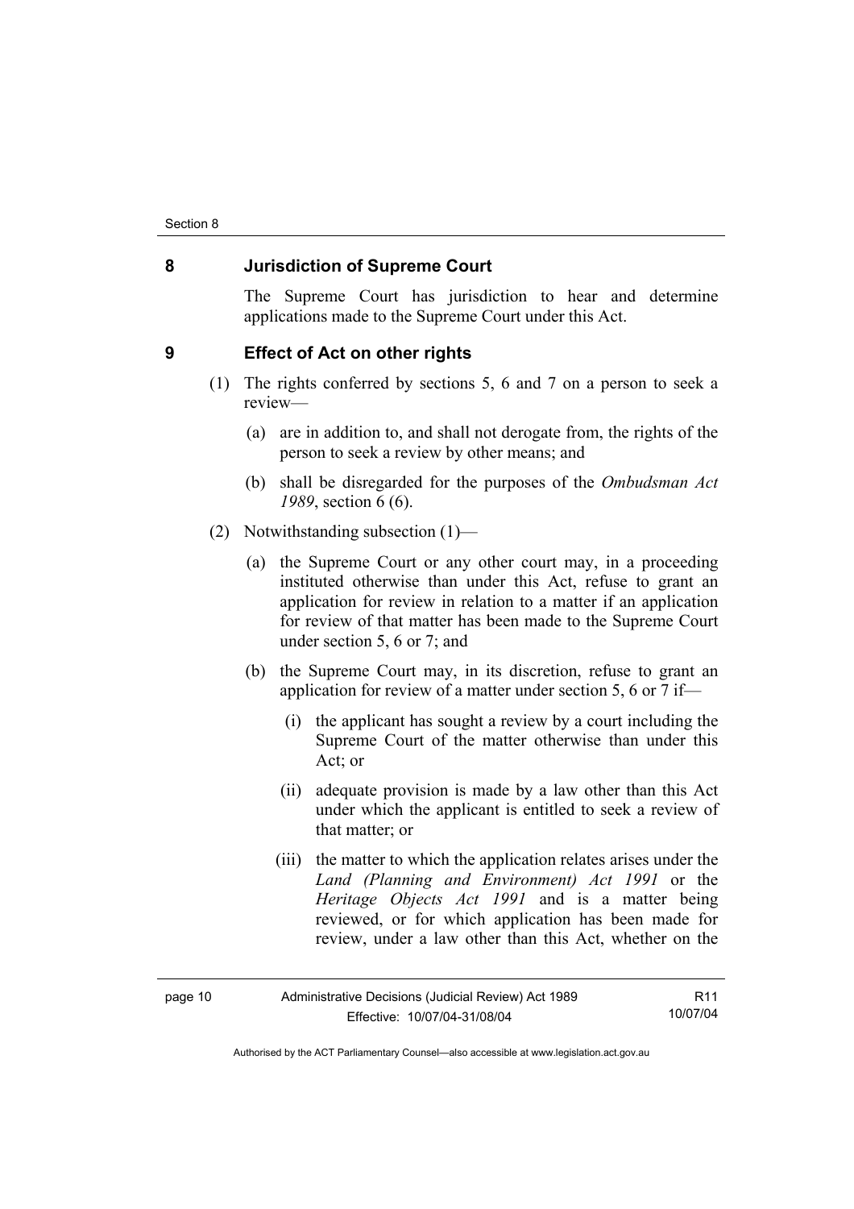## 8 Jurisdiction of Supreme Court

The Supreme Court has jurisdiction to hear and determine applications made to the Supreme Court under this Act.

## 9 Effect of Act on other rights

(1) The rights conferred by sections 5, 6 and 7 on a person to seek a review—

(a) are in addition to, and shall not derogate from, the rights of the person to seek a review by other means; and

(b) shall be disregarded for the purposes of the *Ombudsman Act 1989*, section 6 (6).

(2) Notwithstanding subsection (1)—

(a) the Supreme Court or any other court may, in a proceeding instituted otherwise than under this Act, refuse to grant an application for review in relation to a matter if an application for review of that matter has been made to the Supreme Court under section 5, 6 or 7; and

(b) the Supreme Court may, in its discretion, refuse to grant an application for review of a matter under section 5, 6 or 7 if—

(i) the applicant has sought a review by a court including the Supreme Court of the matter otherwise than under this Act; or

(ii) adequate provision is made by a law other than this Act under which the applicant is entitled to seek a review of that matter; or

(iii) the matter to which the application relates arises under the *Land (Planning and Environment) Act 1991* or the *Heritage Objects Act 1991* and is a matter being reviewed, or for which application has been made for review, under a law other than this Act, whether on the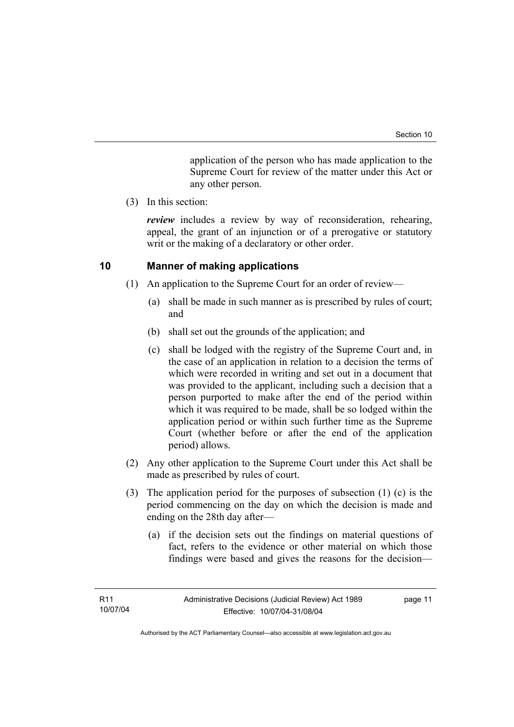application of the person who has made application to the Supreme Court for review of the matter under this Act or any other person.

(3) In this section:

***review*** includes a review by way of reconsideration, rehearing, appeal, the grant of an injunction or of a prerogative or statutory writ or the making of a declaratory or other order.

## 10 Manner of making applications

(1) An application to the Supreme Court for an order of review—

(a) shall be made in such manner as is prescribed by rules of court; and

(b) shall set out the grounds of the application; and

(c) shall be lodged with the registry of the Supreme Court and, in the case of an application in relation to a decision the terms of which were recorded in writing and set out in a document that was provided to the applicant, including such a decision that a person purported to make after the end of the period within which it was required to be made, shall be so lodged within the application period or within such further time as the Supreme Court (whether before or after the end of the application period) allows.

(2) Any other application to the Supreme Court under this Act shall be made as prescribed by rules of court.

(3) The application period for the purposes of subsection (1) (c) is the period commencing on the day on which the decision is made and ending on the 28th day after—

(a) if the decision sets out the findings on material questions of fact, refers to the evidence or other material on which those findings were based and gives the reasons for the decision—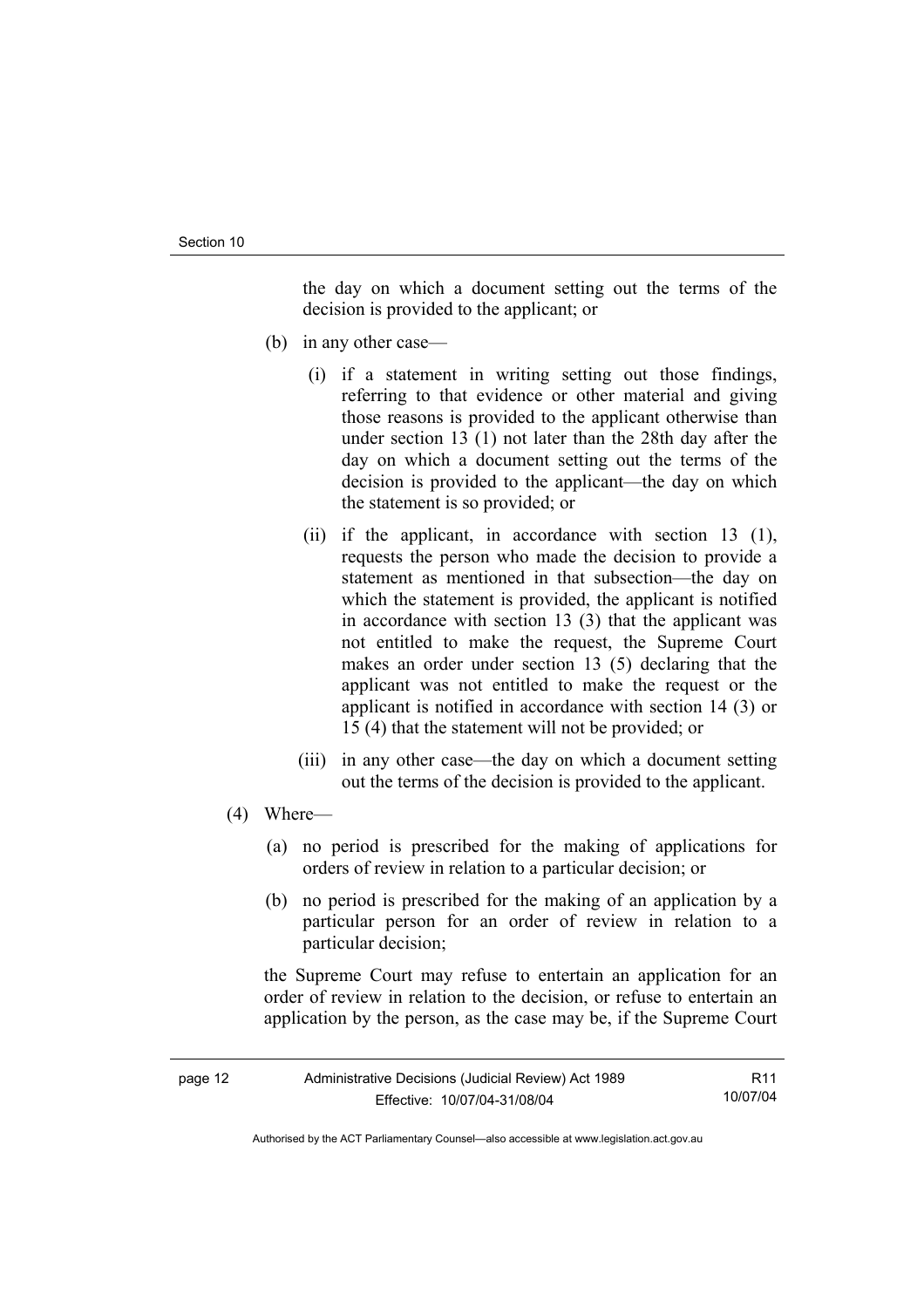the day on which a document setting out the terms of the decision is provided to the applicant; or

(b) in any other case—

(i) if a statement in writing setting out those findings, referring to that evidence or other material and giving those reasons is provided to the applicant otherwise than under section 13 (1) not later than the 28th day after the day on which a document setting out the terms of the decision is provided to the applicant—the day on which the statement is so provided; or

(ii) if the applicant, in accordance with section 13 (1), requests the person who made the decision to provide a statement as mentioned in that subsection—the day on which the statement is provided, the applicant is notified in accordance with section 13 (3) that the applicant was not entitled to make the request, the Supreme Court makes an order under section 13 (5) declaring that the applicant was not entitled to make the request or the applicant is notified in accordance with section 14 (3) or 15 (4) that the statement will not be provided; or

(iii) in any other case—the day on which a document setting out the terms of the decision is provided to the applicant.

(4) Where—

(a) no period is prescribed for the making of applications for orders of review in relation to a particular decision; or

(b) no period is prescribed for the making of an application by a particular person for an order of review in relation to a particular decision;

the Supreme Court may refuse to entertain an application for an order of review in relation to the decision, or refuse to entertain an application by the person, as the case may be, if the Supreme Court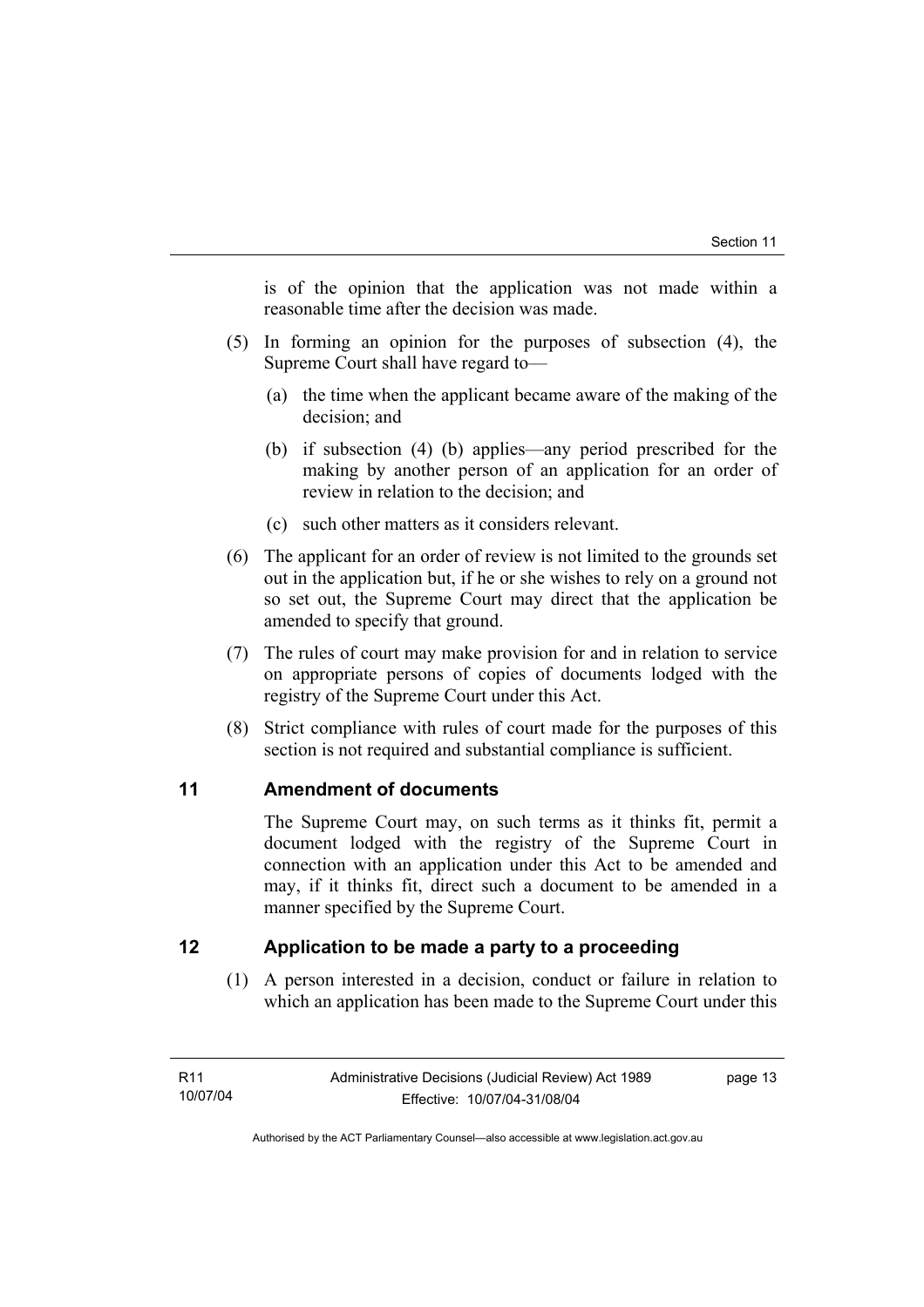is of the opinion that the application was not made within a reasonable time after the decision was made.

(5) In forming an opinion for the purposes of subsection (4), the Supreme Court shall have regard to—

(a) the time when the applicant became aware of the making of the decision; and

(b) if subsection (4) (b) applies—any period prescribed for the making by another person of an application for an order of review in relation to the decision; and

(c) such other matters as it considers relevant.

(6) The applicant for an order of review is not limited to the grounds set out in the application but, if he or she wishes to rely on a ground not so set out, the Supreme Court may direct that the application be amended to specify that ground.

(7) The rules of court may make provision for and in relation to service on appropriate persons of copies of documents lodged with the registry of the Supreme Court under this Act.

(8) Strict compliance with rules of court made for the purposes of this section is not required and substantial compliance is sufficient.

## 11 Amendment of documents

The Supreme Court may, on such terms as it thinks fit, permit a document lodged with the registry of the Supreme Court in connection with an application under this Act to be amended and may, if it thinks fit, direct such a document to be amended in a manner specified by the Supreme Court.

## 12 Application to be made a party to a proceeding

(1) A person interested in a decision, conduct or failure in relation to which an application has been made to the Supreme Court under this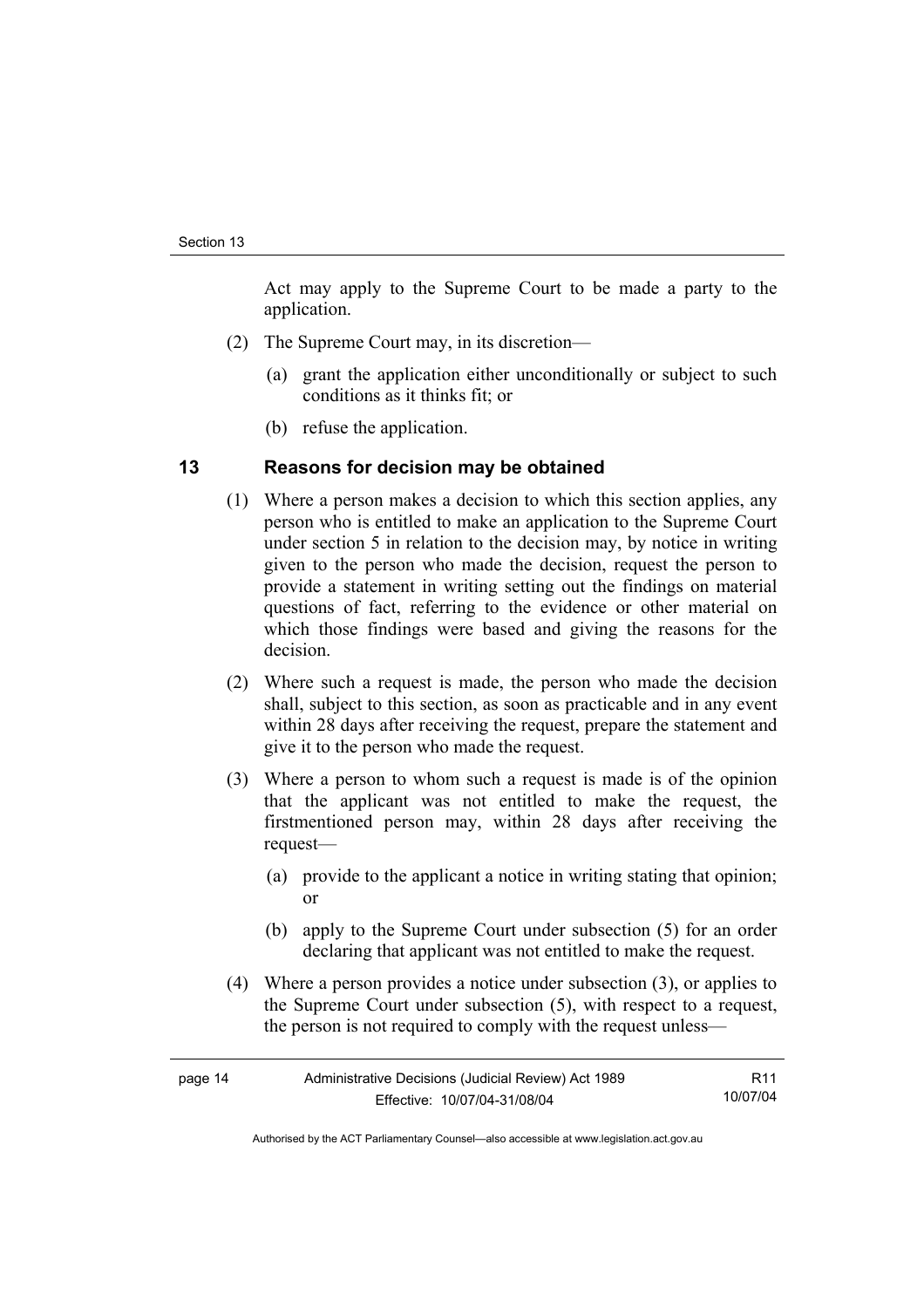Act may apply to the Supreme Court to be made a party to the application.

(2) The Supreme Court may, in its discretion—

(a) grant the application either unconditionally or subject to such conditions as it thinks fit; or

(b) refuse the application.

## 13 Reasons for decision may be obtained

(1) Where a person makes a decision to which this section applies, any person who is entitled to make an application to the Supreme Court under section 5 in relation to the decision may, by notice in writing given to the person who made the decision, request the person to provide a statement in writing setting out the findings on material questions of fact, referring to the evidence or other material on which those findings were based and giving the reasons for the decision.

(2) Where such a request is made, the person who made the decision shall, subject to this section, as soon as practicable and in any event within 28 days after receiving the request, prepare the statement and give it to the person who made the request.

(3) Where a person to whom such a request is made is of the opinion that the applicant was not entitled to make the request, the firstmentioned person may, within 28 days after receiving the request—

(a) provide to the applicant a notice in writing stating that opinion; or

(b) apply to the Supreme Court under subsection (5) for an order declaring that applicant was not entitled to make the request.

(4) Where a person provides a notice under subsection (3), or applies to the Supreme Court under subsection (5), with respect to a request, the person is not required to comply with the request unless—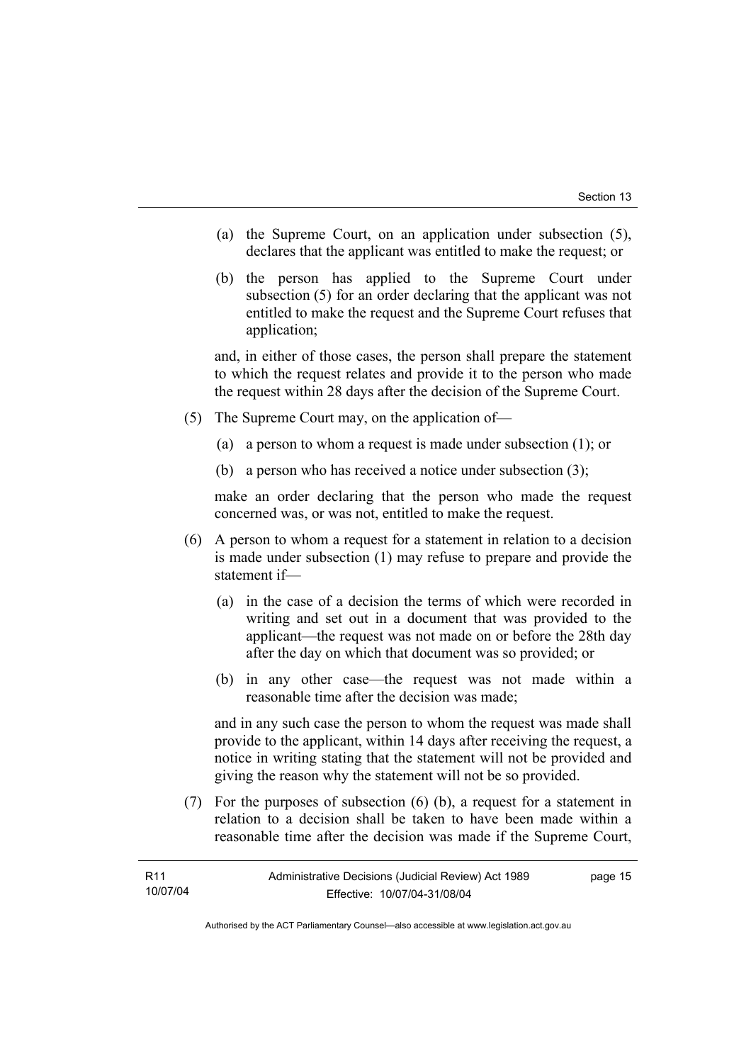(a) the Supreme Court, on an application under subsection (5), declares that the applicant was entitled to make the request; or

(b) the person has applied to the Supreme Court under subsection (5) for an order declaring that the applicant was not entitled to make the request and the Supreme Court refuses that application;

and, in either of those cases, the person shall prepare the statement to which the request relates and provide it to the person who made the request within 28 days after the decision of the Supreme Court.

(5) The Supreme Court may, on the application of—

(a) a person to whom a request is made under subsection (1); or

(b) a person who has received a notice under subsection (3);

make an order declaring that the person who made the request concerned was, or was not, entitled to make the request.

(6) A person to whom a request for a statement in relation to a decision is made under subsection (1) may refuse to prepare and provide the statement if—

(a) in the case of a decision the terms of which were recorded in writing and set out in a document that was provided to the applicant—the request was not made on or before the 28th day after the day on which that document was so provided; or

(b) in any other case—the request was not made within a reasonable time after the decision was made;

and in any such case the person to whom the request was made shall provide to the applicant, within 14 days after receiving the request, a notice in writing stating that the statement will not be provided and giving the reason why the statement will not be so provided.

(7) For the purposes of subsection (6) (b), a request for a statement in relation to a decision shall be taken to have been made within a reasonable time after the decision was made if the Supreme Court,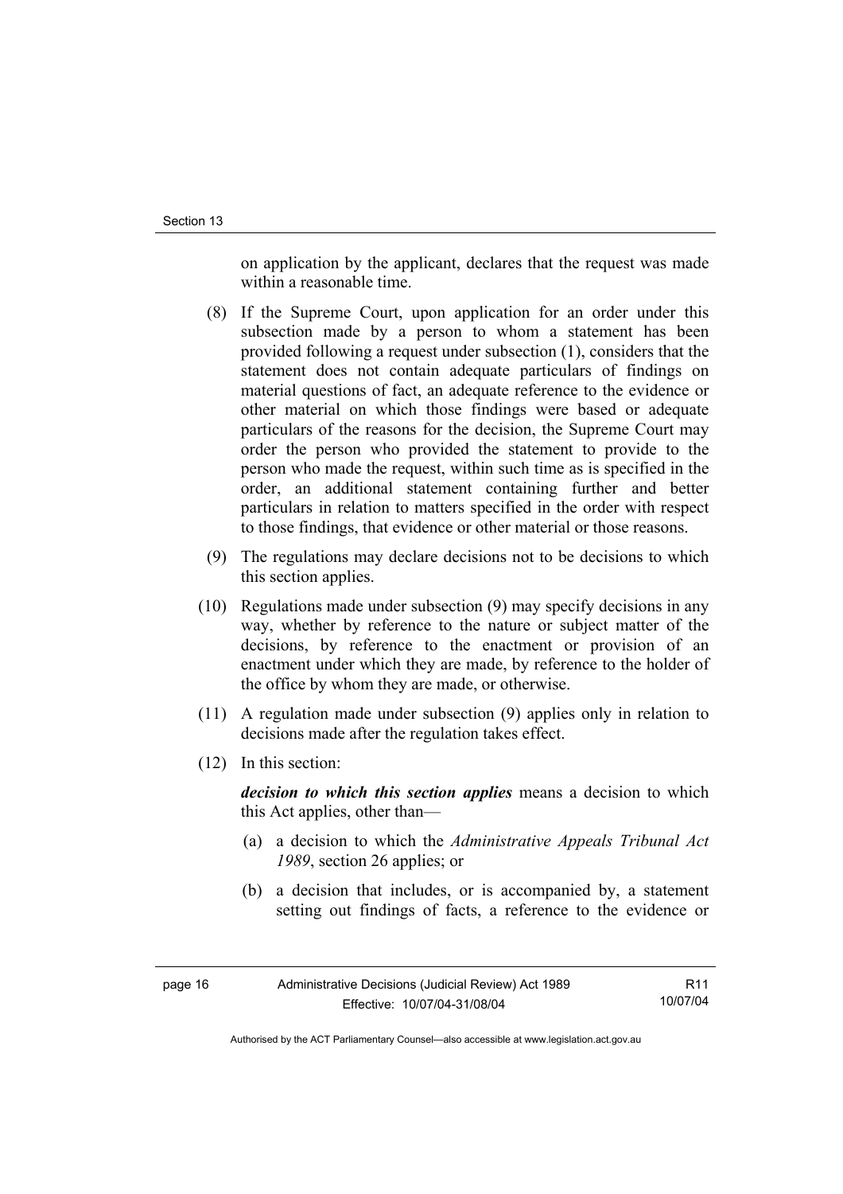on application by the applicant, declares that the request was made within a reasonable time.

(8) If the Supreme Court, upon application for an order under this subsection made by a person to whom a statement has been provided following a request under subsection (1), considers that the statement does not contain adequate particulars of findings on material questions of fact, an adequate reference to the evidence or other material on which those findings were based or adequate particulars of the reasons for the decision, the Supreme Court may order the person who provided the statement to provide to the person who made the request, within such time as is specified in the order, an additional statement containing further and better particulars in relation to matters specified in the order with respect to those findings, that evidence or other material or those reasons.

(9) The regulations may declare decisions not to be decisions to which this section applies.

(10) Regulations made under subsection (9) may specify decisions in any way, whether by reference to the nature or subject matter of the decisions, by reference to the enactment or provision of an enactment under which they are made, by reference to the holder of the office by whom they are made, or otherwise.

(11) A regulation made under subsection (9) applies only in relation to decisions made after the regulation takes effect.

(12) In this section:

***decision to which this section applies*** means a decision to which this Act applies, other than—

(a) a decision to which the *Administrative Appeals Tribunal Act 1989*, section 26 applies; or

(b) a decision that includes, or is accompanied by, a statement setting out findings of facts, a reference to the evidence or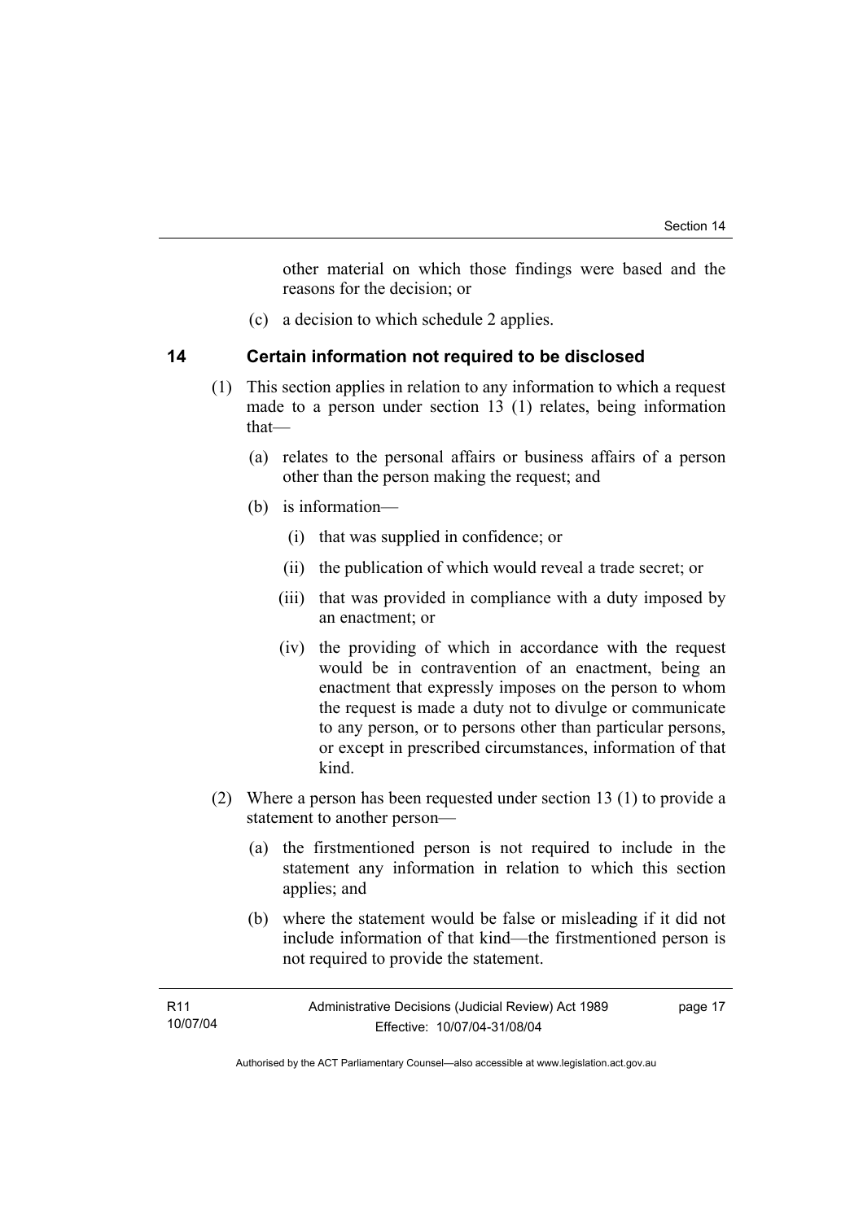other material on which those findings were based and the reasons for the decision; or

(c) a decision to which schedule 2 applies.

## 14 Certain information not required to be disclosed

(1) This section applies in relation to any information to which a request made to a person under section 13 (1) relates, being information that—

(a) relates to the personal affairs or business affairs of a person other than the person making the request; and

(b) is information—

(i) that was supplied in confidence; or

(ii) the publication of which would reveal a trade secret; or

(iii) that was provided in compliance with a duty imposed by an enactment; or

(iv) the providing of which in accordance with the request would be in contravention of an enactment, being an enactment that expressly imposes on the person to whom the request is made a duty not to divulge or communicate to any person, or to persons other than particular persons, or except in prescribed circumstances, information of that kind.

(2) Where a person has been requested under section 13 (1) to provide a statement to another person—

(a) the firstmentioned person is not required to include in the statement any information in relation to which this section applies; and

(b) where the statement would be false or misleading if it did not include information of that kind—the firstmentioned person is not required to provide the statement.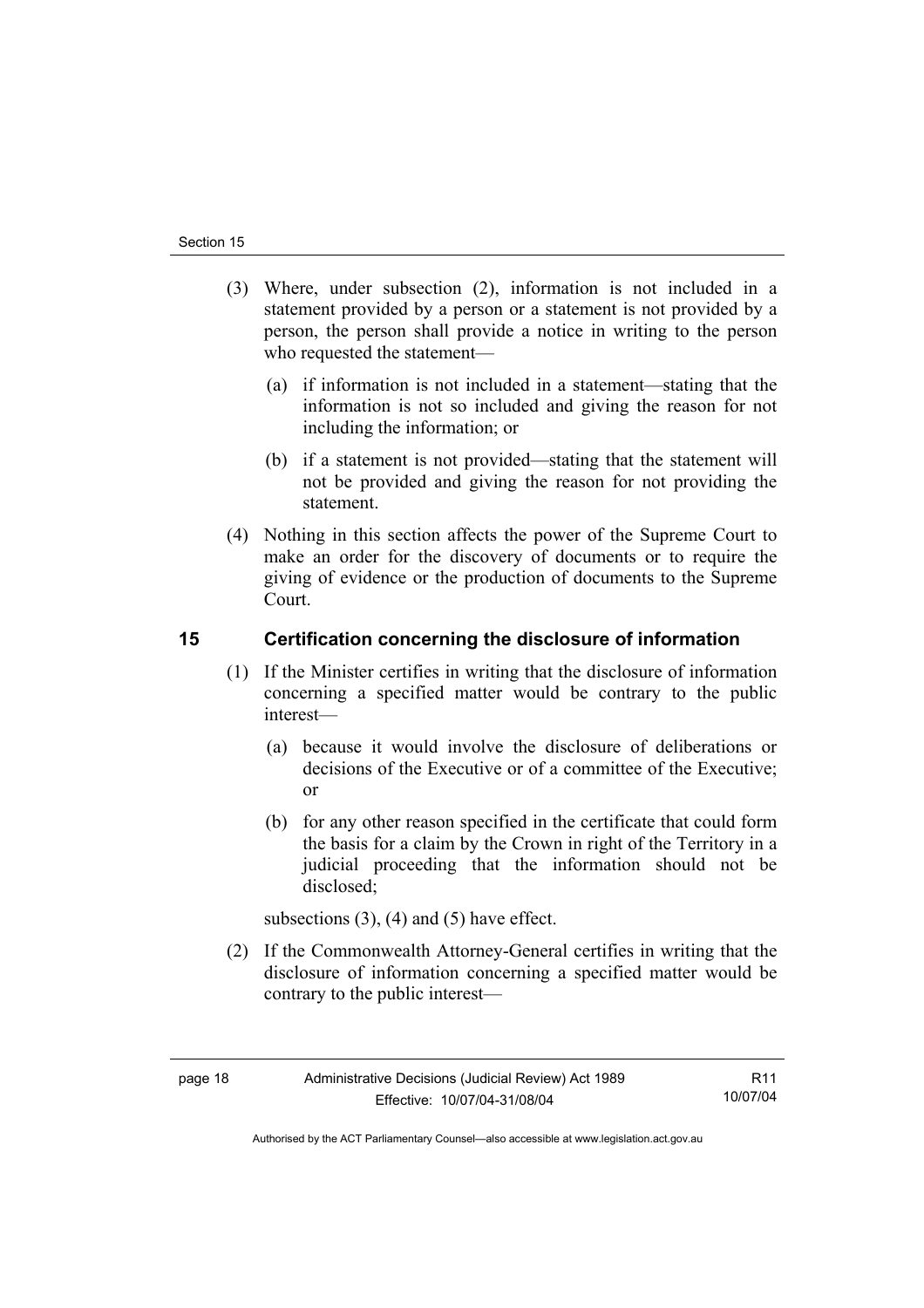(3) Where, under subsection (2), information is not included in a statement provided by a person or a statement is not provided by a person, the person shall provide a notice in writing to the person who requested the statement—

(a) if information is not included in a statement—stating that the information is not so included and giving the reason for not including the information; or

(b) if a statement is not provided—stating that the statement will not be provided and giving the reason for not providing the statement.

(4) Nothing in this section affects the power of the Supreme Court to make an order for the discovery of documents or to require the giving of evidence or the production of documents to the Supreme Court.

## 15 Certification concerning the disclosure of information

(1) If the Minister certifies in writing that the disclosure of information concerning a specified matter would be contrary to the public interest—

(a) because it would involve the disclosure of deliberations or decisions of the Executive or of a committee of the Executive; or

(b) for any other reason specified in the certificate that could form the basis for a claim by the Crown in right of the Territory in a judicial proceeding that the information should not be disclosed;

subsections (3), (4) and (5) have effect.

(2) If the Commonwealth Attorney-General certifies in writing that the disclosure of information concerning a specified matter would be contrary to the public interest—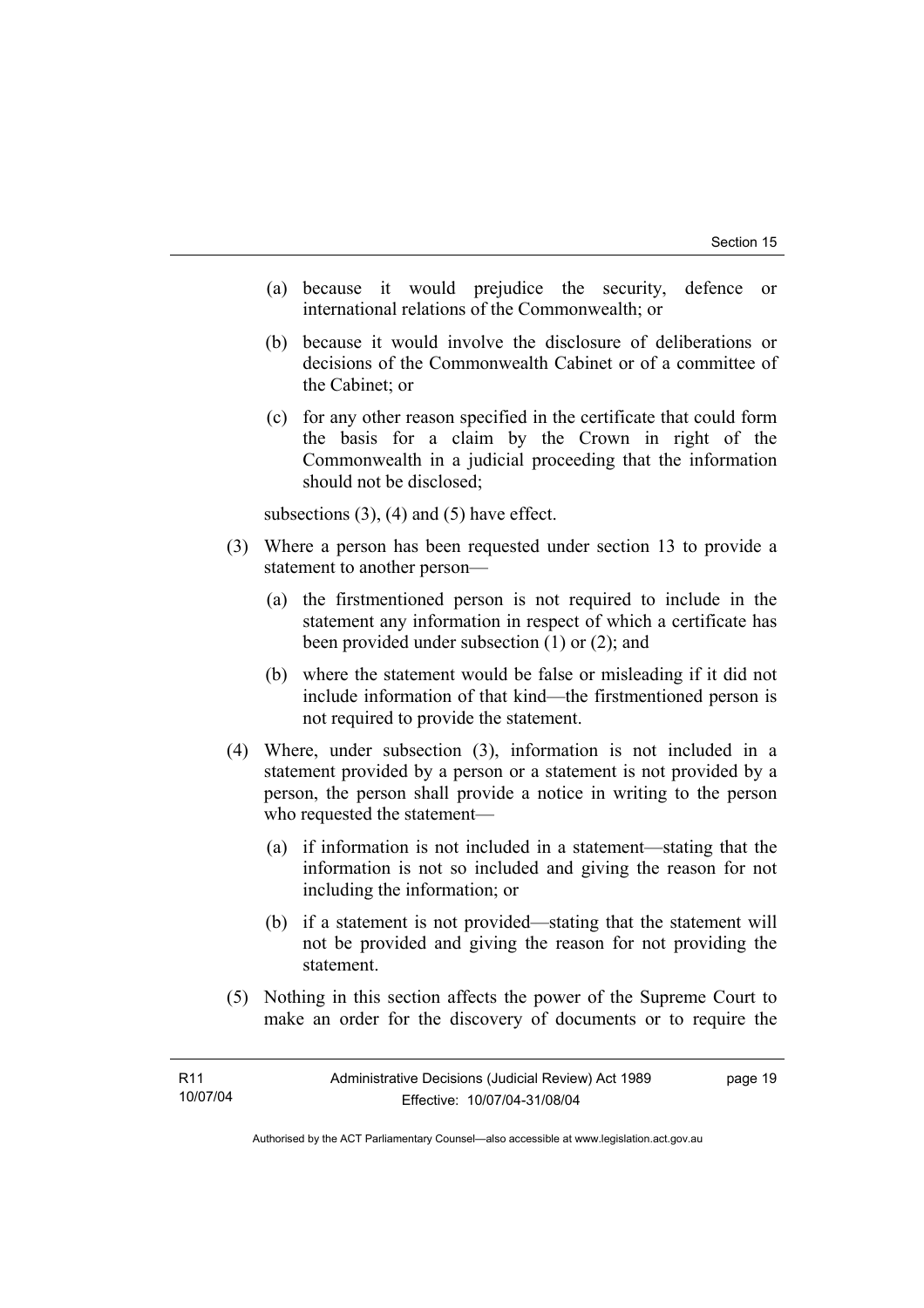(a) because it would prejudice the security, defence or international relations of the Commonwealth; or

(b) because it would involve the disclosure of deliberations or decisions of the Commonwealth Cabinet or of a committee of the Cabinet; or

(c) for any other reason specified in the certificate that could form the basis for a claim by the Crown in right of the Commonwealth in a judicial proceeding that the information should not be disclosed;

subsections (3), (4) and (5) have effect.

(3) Where a person has been requested under section 13 to provide a statement to another person—

(a) the firstmentioned person is not required to include in the statement any information in respect of which a certificate has been provided under subsection (1) or (2); and

(b) where the statement would be false or misleading if it did not include information of that kind—the firstmentioned person is not required to provide the statement.

(4) Where, under subsection (3), information is not included in a statement provided by a person or a statement is not provided by a person, the person shall provide a notice in writing to the person who requested the statement—

(a) if information is not included in a statement—stating that the information is not so included and giving the reason for not including the information; or

(b) if a statement is not provided—stating that the statement will not be provided and giving the reason for not providing the statement.

(5) Nothing in this section affects the power of the Supreme Court to make an order for the discovery of documents or to require the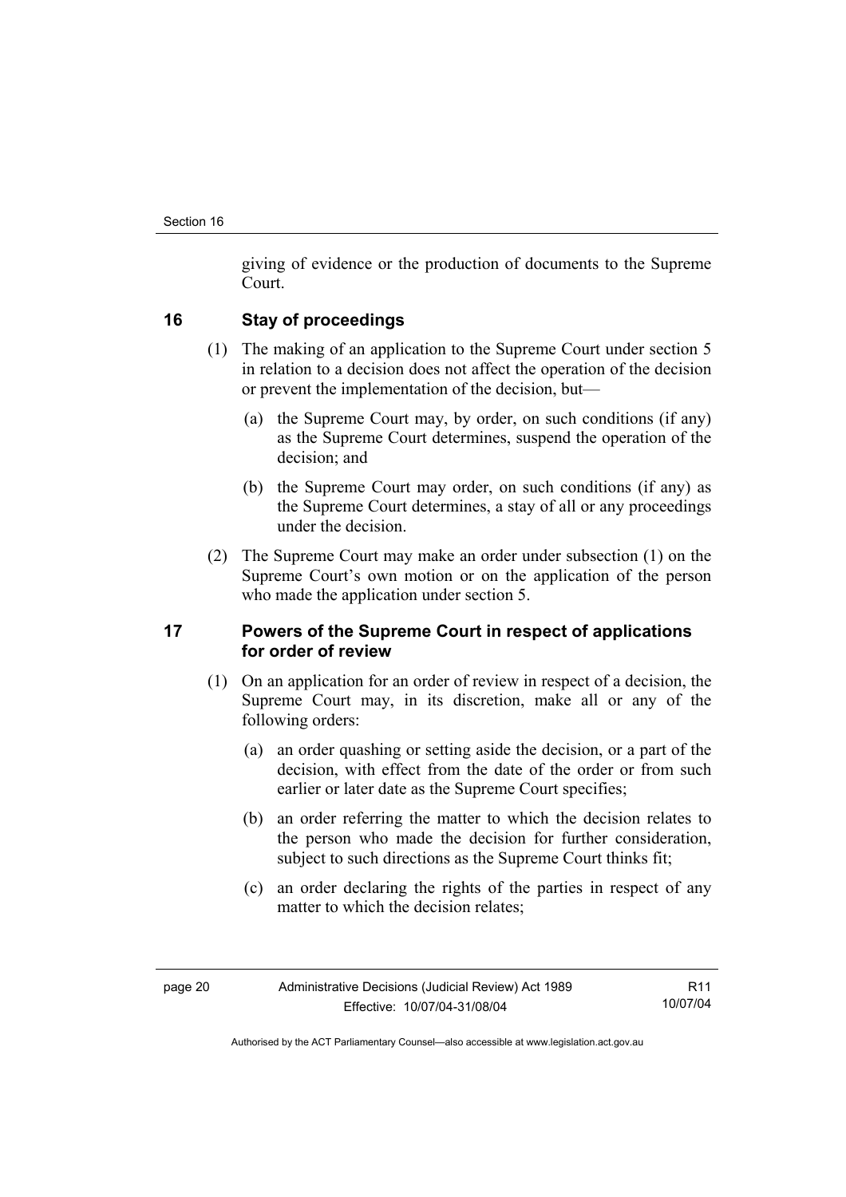giving of evidence or the production of documents to the Supreme Court.

## 16 Stay of proceedings

(1) The making of an application to the Supreme Court under section 5 in relation to a decision does not affect the operation of the decision or prevent the implementation of the decision, but—

(a) the Supreme Court may, by order, on such conditions (if any) as the Supreme Court determines, suspend the operation of the decision; and

(b) the Supreme Court may order, on such conditions (if any) as the Supreme Court determines, a stay of all or any proceedings under the decision.

(2) The Supreme Court may make an order under subsection (1) on the Supreme Court's own motion or on the application of the person who made the application under section 5.

## 17 Powers of the Supreme Court in respect of applications for order of review

(1) On an application for an order of review in respect of a decision, the Supreme Court may, in its discretion, make all or any of the following orders:

(a) an order quashing or setting aside the decision, or a part of the decision, with effect from the date of the order or from such earlier or later date as the Supreme Court specifies;

(b) an order referring the matter to which the decision relates to the person who made the decision for further consideration, subject to such directions as the Supreme Court thinks fit;

(c) an order declaring the rights of the parties in respect of any matter to which the decision relates;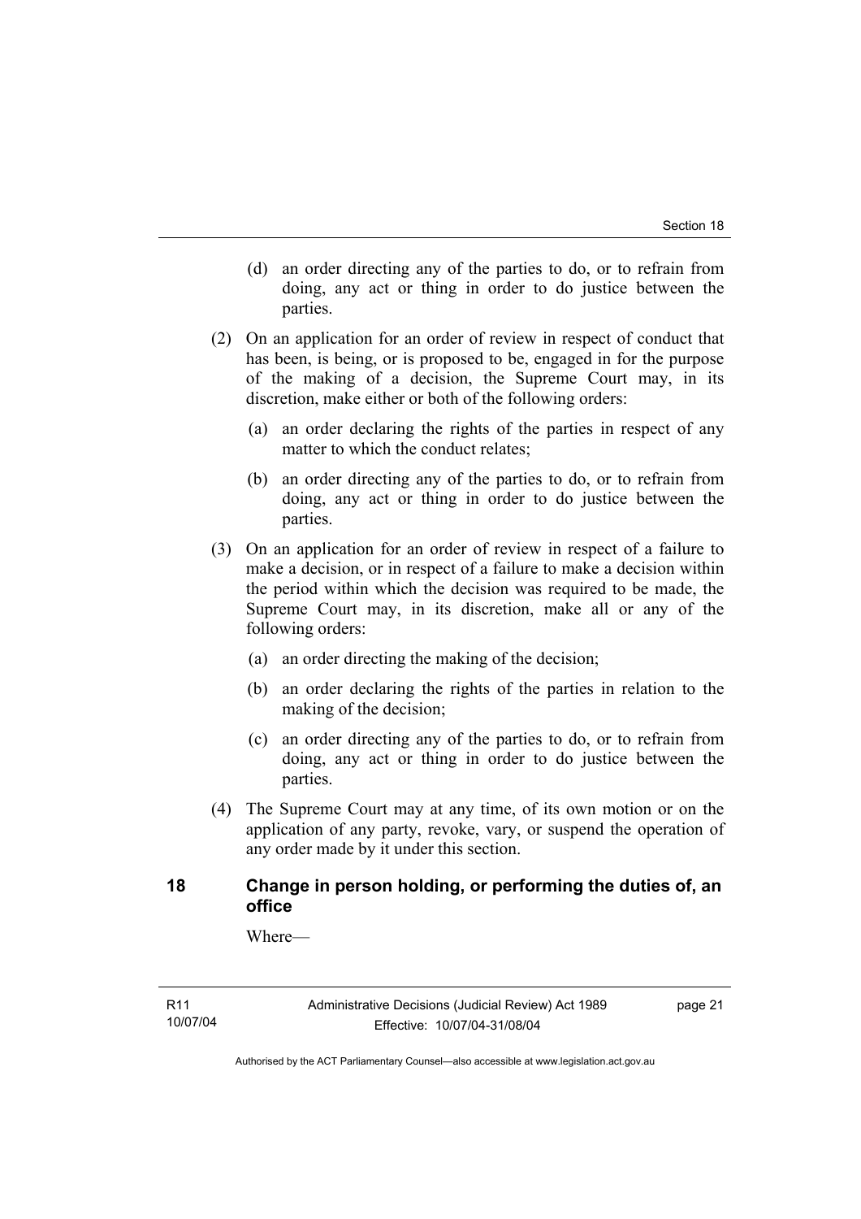(d) an order directing any of the parties to do, or to refrain from doing, any act or thing in order to do justice between the parties.

(2) On an application for an order of review in respect of conduct that has been, is being, or is proposed to be, engaged in for the purpose of the making of a decision, the Supreme Court may, in its discretion, make either or both of the following orders:

(a) an order declaring the rights of the parties in respect of any matter to which the conduct relates;

(b) an order directing any of the parties to do, or to refrain from doing, any act or thing in order to do justice between the parties.

(3) On an application for an order of review in respect of a failure to make a decision, or in respect of a failure to make a decision within the period within which the decision was required to be made, the Supreme Court may, in its discretion, make all or any of the following orders:

(a) an order directing the making of the decision;

(b) an order declaring the rights of the parties in relation to the making of the decision;

(c) an order directing any of the parties to do, or to refrain from doing, any act or thing in order to do justice between the parties.

(4) The Supreme Court may at any time, of its own motion or on the application of any party, revoke, vary, or suspend the operation of any order made by it under this section.

## 18 Change in person holding, or performing the duties of, an office

Where—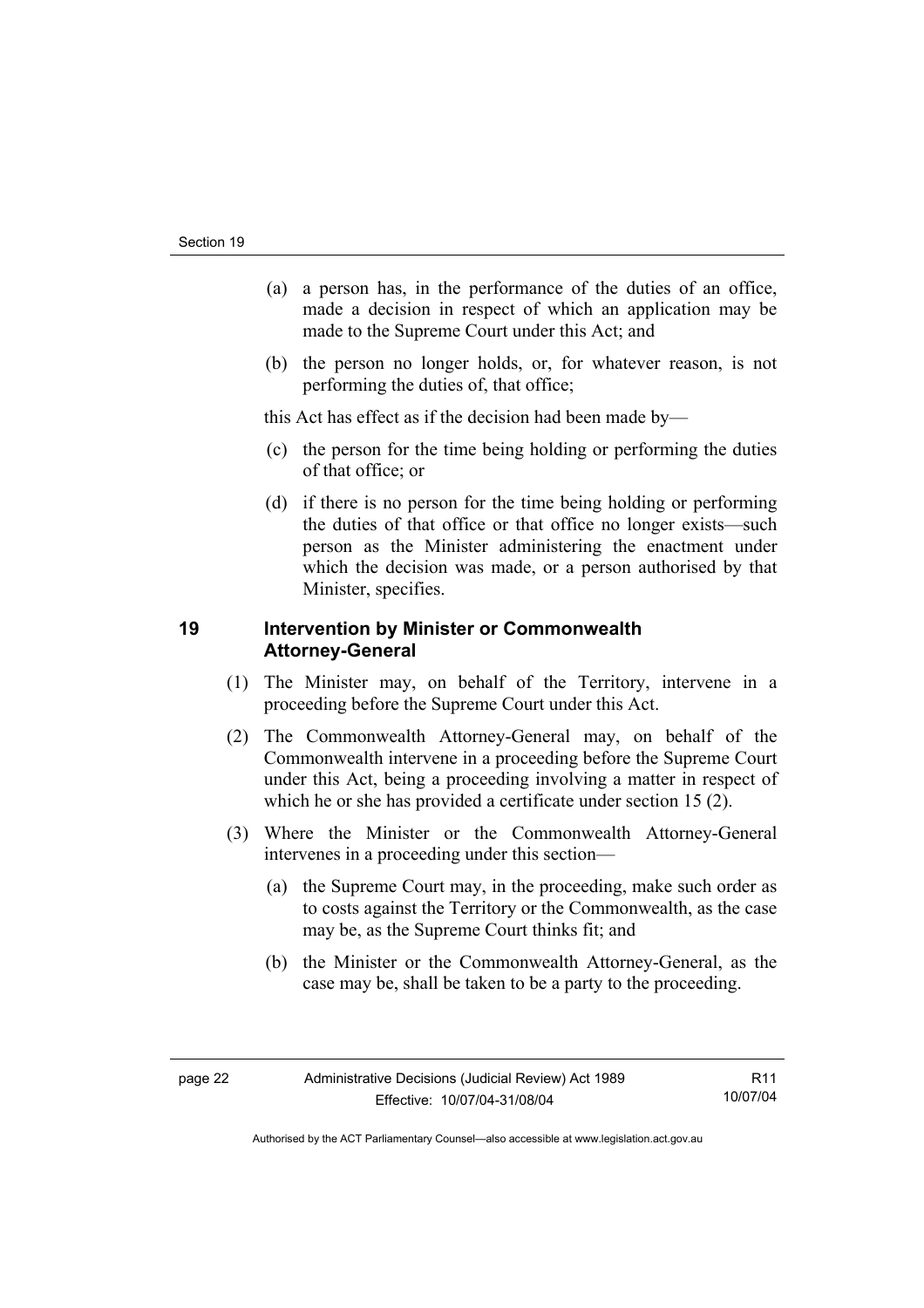(a) a person has, in the performance of the duties of an office, made a decision in respect of which an application may be made to the Supreme Court under this Act; and

(b) the person no longer holds, or, for whatever reason, is not performing the duties of, that office;

this Act has effect as if the decision had been made by—

(c) the person for the time being holding or performing the duties of that office; or

(d) if there is no person for the time being holding or performing the duties of that office or that office no longer exists—such person as the Minister administering the enactment under which the decision was made, or a person authorised by that Minister, specifies.

## 19 Intervention by Minister or Commonwealth Attorney-General

(1) The Minister may, on behalf of the Territory, intervene in a proceeding before the Supreme Court under this Act.

(2) The Commonwealth Attorney-General may, on behalf of the Commonwealth intervene in a proceeding before the Supreme Court under this Act, being a proceeding involving a matter in respect of which he or she has provided a certificate under section 15 (2).

(3) Where the Minister or the Commonwealth Attorney-General intervenes in a proceeding under this section—

(a) the Supreme Court may, in the proceeding, make such order as to costs against the Territory or the Commonwealth, as the case may be, as the Supreme Court thinks fit; and

(b) the Minister or the Commonwealth Attorney-General, as the case may be, shall be taken to be a party to the proceeding.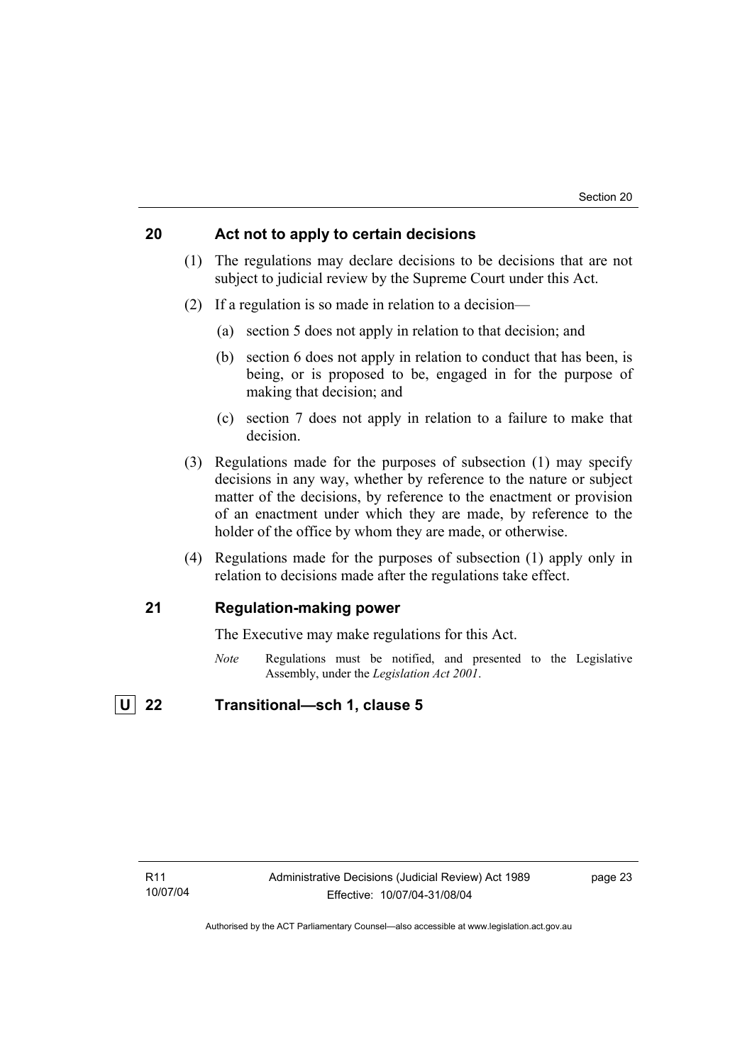## 20 Act not to apply to certain decisions

(1) The regulations may declare decisions to be decisions that are not subject to judicial review by the Supreme Court under this Act.

(2) If a regulation is so made in relation to a decision—

   (a) section 5 does not apply in relation to that decision; and

   (b) section 6 does not apply in relation to conduct that has been, is being, or is proposed to be, engaged in for the purpose of making that decision; and

   (c) section 7 does not apply in relation to a failure to make that decision.

(3) Regulations made for the purposes of subsection (1) may specify decisions in any way, whether by reference to the nature or subject matter of the decisions, by reference to the enactment or provision of an enactment under which they are made, by reference to the holder of the office by whom they are made, or otherwise.

(4) Regulations made for the purposes of subsection (1) apply only in relation to decisions made after the regulations take effect.

## 21 Regulation-making power

The Executive may make regulations for this Act.

*Note* Regulations must be notified, and presented to the Legislative Assembly, under the *Legislation Act 2001*.

## U 22 Transitional—sch 1, clause 5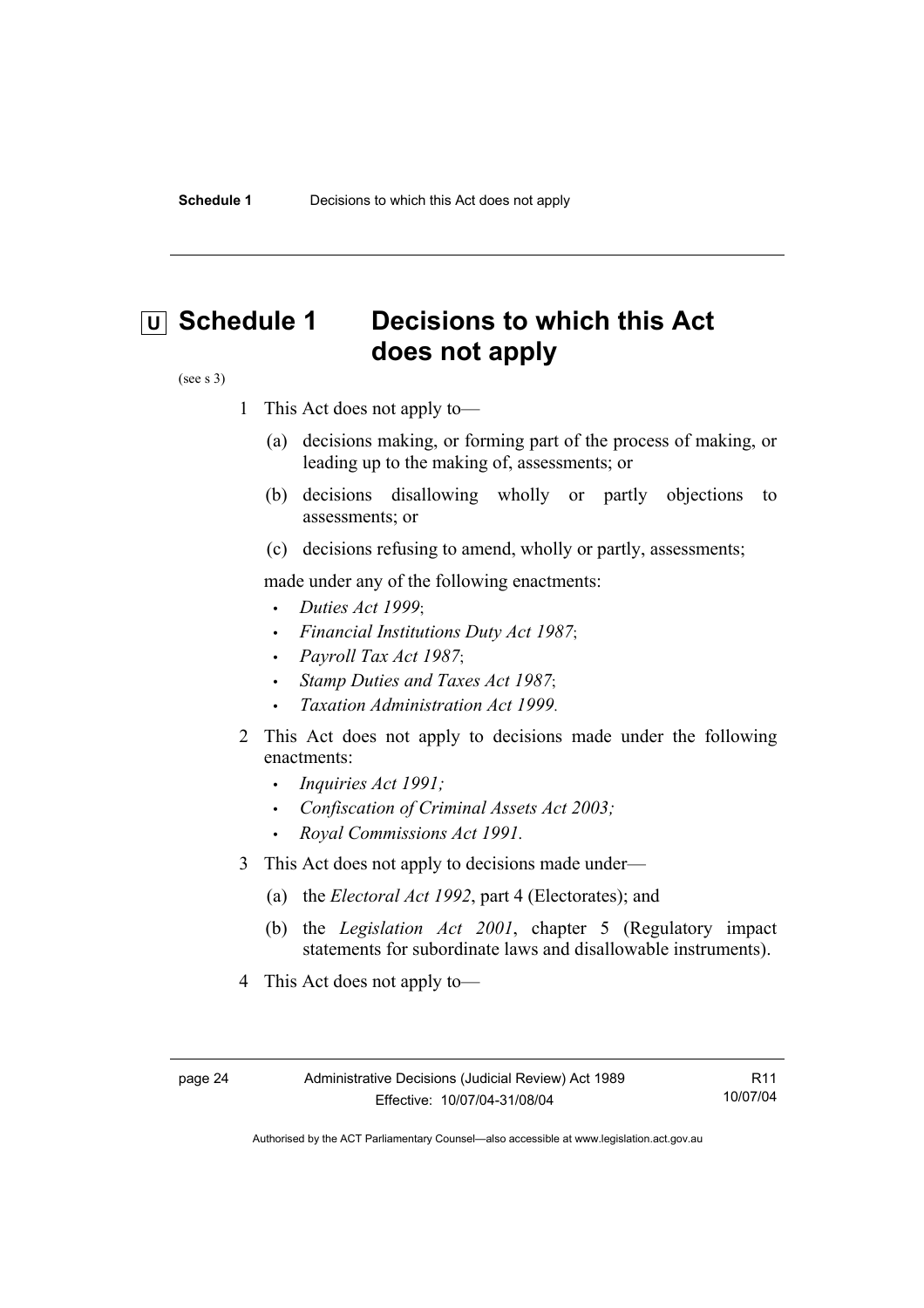# U Schedule 1 Decisions to which this Act does not apply

(see s 3)

1 This Act does not apply to—

   (a) decisions making, or forming part of the process of making, or leading up to the making of, assessments; or

   (b) decisions disallowing wholly or partly objections to assessments; or

   (c) decisions refusing to amend, wholly or partly, assessments;

   made under any of the following enactments:

   - *Duties Act 1999*;
   - *Financial Institutions Duty Act 1987*;
   - *Payroll Tax Act 1987*;
   - *Stamp Duties and Taxes Act 1987*;
   - *Taxation Administration Act 1999.*

2 This Act does not apply to decisions made under the following enactments:

   - *Inquiries Act 1991;*
   - *Confiscation of Criminal Assets Act 2003;*
   - *Royal Commissions Act 1991.*

3 This Act does not apply to decisions made under—

   (a) the *Electoral Act 1992*, part 4 (Electorates); and

   (b) the *Legislation Act 2001*, chapter 5 (Regulatory impact statements for subordinate laws and disallowable instruments).

4 This Act does not apply to—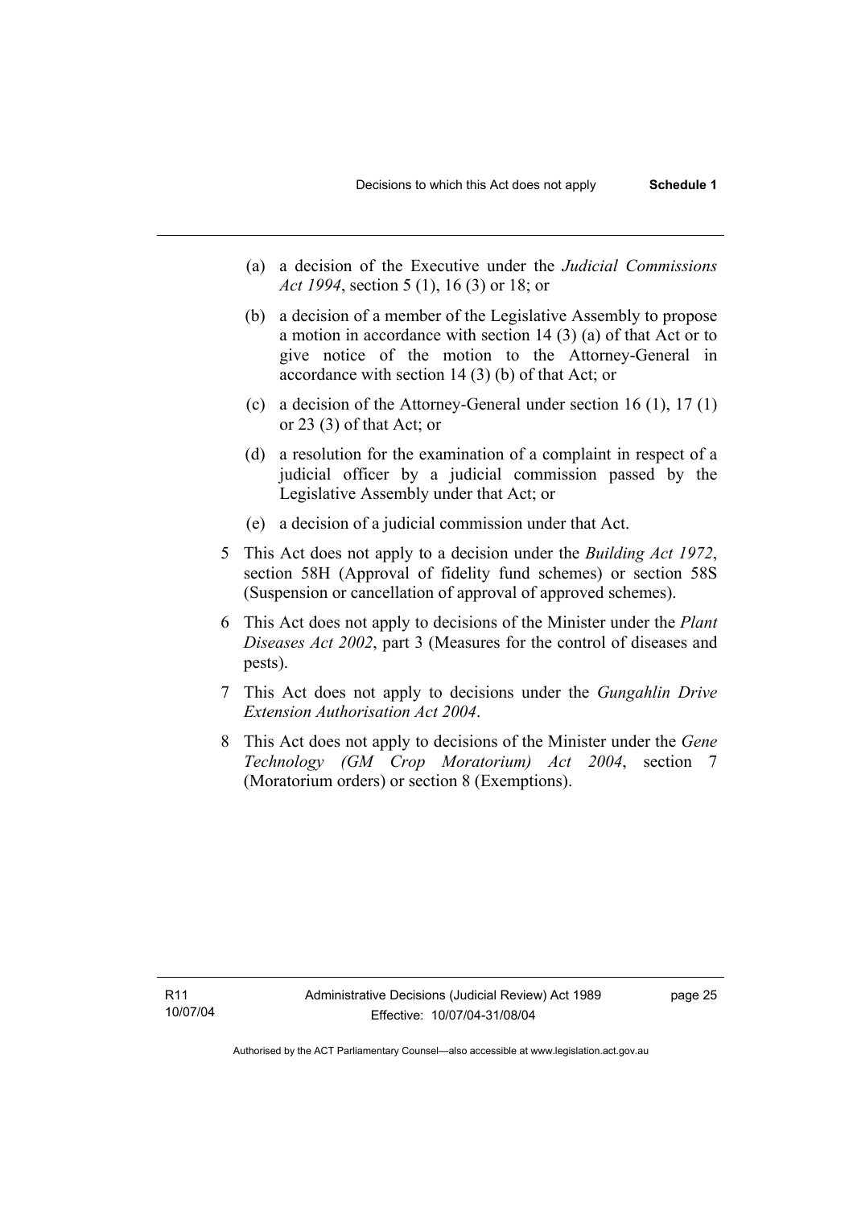(a) a decision of the Executive under the *Judicial Commissions Act 1994*, section 5 (1), 16 (3) or 18; or

(b) a decision of a member of the Legislative Assembly to propose a motion in accordance with section 14 (3) (a) of that Act or to give notice of the motion to the Attorney-General in accordance with section 14 (3) (b) of that Act; or

(c) a decision of the Attorney-General under section 16 (1), 17 (1) or 23 (3) of that Act; or

(d) a resolution for the examination of a complaint in respect of a judicial officer by a judicial commission passed by the Legislative Assembly under that Act; or

(e) a decision of a judicial commission under that Act.

5 This Act does not apply to a decision under the *Building Act 1972*, section 58H (Approval of fidelity fund schemes) or section 58S (Suspension or cancellation of approval of approved schemes).

6 This Act does not apply to decisions of the Minister under the *Plant Diseases Act 2002*, part 3 (Measures for the control of diseases and pests).

7 This Act does not apply to decisions under the *Gungahlin Drive Extension Authorisation Act 2004*.

8 This Act does not apply to decisions of the Minister under the *Gene Technology (GM Crop Moratorium) Act 2004*, section 7 (Moratorium orders) or section 8 (Exemptions).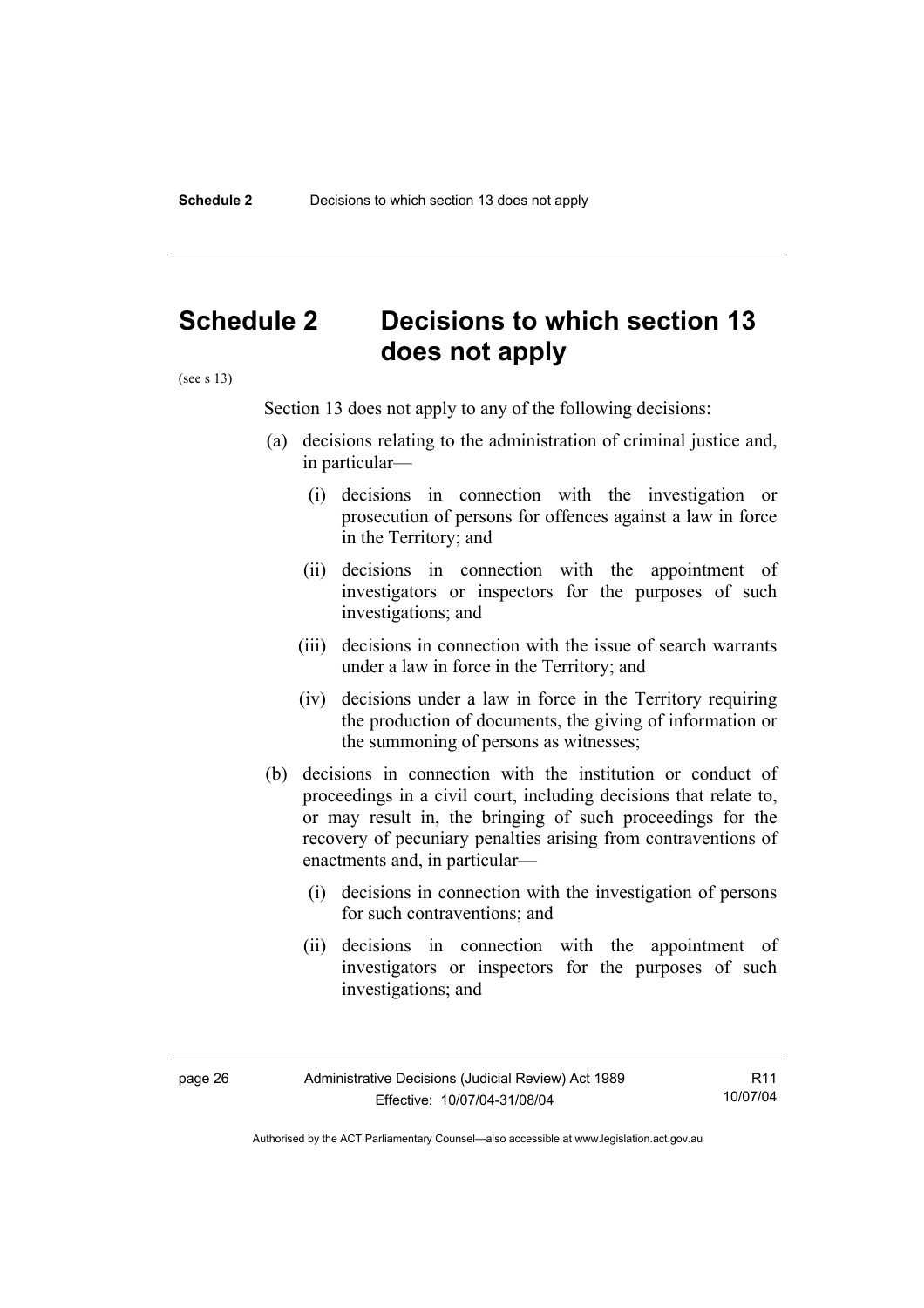# Schedule 2 Decisions to which section 13 does not apply

(see s 13)

Section 13 does not apply to any of the following decisions:

(a) decisions relating to the administration of criminal justice and, in particular—

(i) decisions in connection with the investigation or prosecution of persons for offences against a law in force in the Territory; and

(ii) decisions in connection with the appointment of investigators or inspectors for the purposes of such investigations; and

(iii) decisions in connection with the issue of search warrants under a law in force in the Territory; and

(iv) decisions under a law in force in the Territory requiring the production of documents, the giving of information or the summoning of persons as witnesses;

(b) decisions in connection with the institution or conduct of proceedings in a civil court, including decisions that relate to, or may result in, the bringing of such proceedings for the recovery of pecuniary penalties arising from contraventions of enactments and, in particular—

(i) decisions in connection with the investigation of persons for such contraventions; and

(ii) decisions in connection with the appointment of investigators or inspectors for the purposes of such investigations; and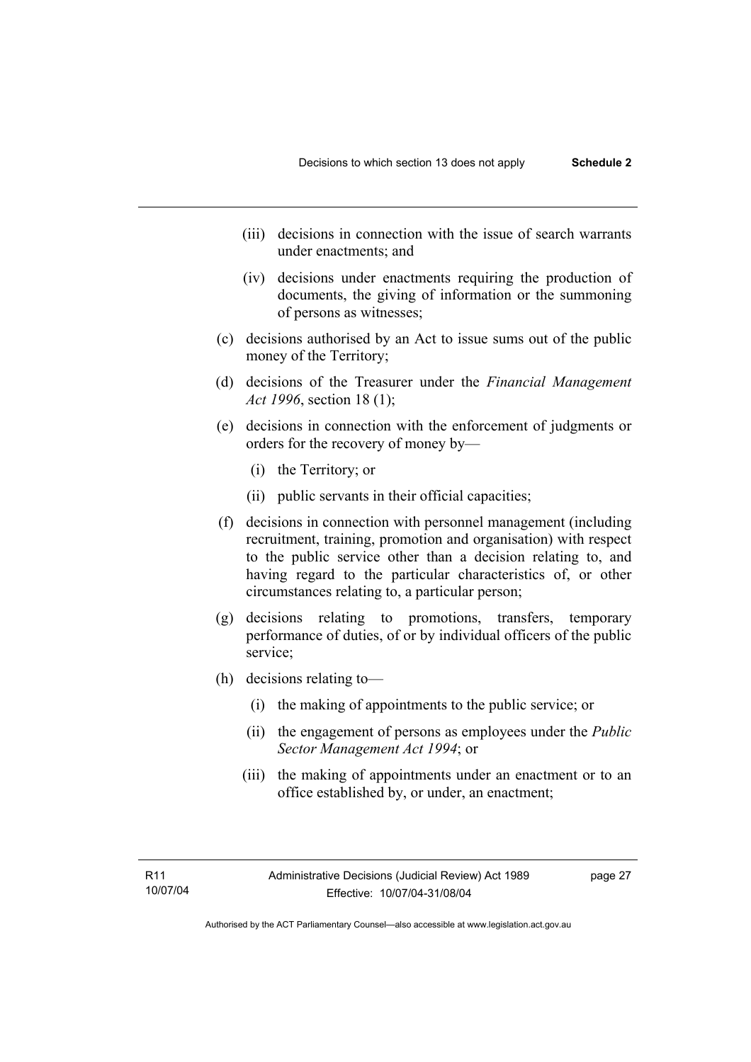(iii) decisions in connection with the issue of search warrants under enactments; and

(iv) decisions under enactments requiring the production of documents, the giving of information or the summoning of persons as witnesses;

(c) decisions authorised by an Act to issue sums out of the public money of the Territory;

(d) decisions of the Treasurer under the *Financial Management Act 1996*, section 18 (1);

(e) decisions in connection with the enforcement of judgments or orders for the recovery of money by—

(i) the Territory; or

(ii) public servants in their official capacities;

(f) decisions in connection with personnel management (including recruitment, training, promotion and organisation) with respect to the public service other than a decision relating to, and having regard to the particular characteristics of, or other circumstances relating to, a particular person;

(g) decisions relating to promotions, transfers, temporary performance of duties, of or by individual officers of the public service;

(h) decisions relating to—

(i) the making of appointments to the public service; or

(ii) the engagement of persons as employees under the *Public Sector Management Act 1994*; or

(iii) the making of appointments under an enactment or to an office established by, or under, an enactment;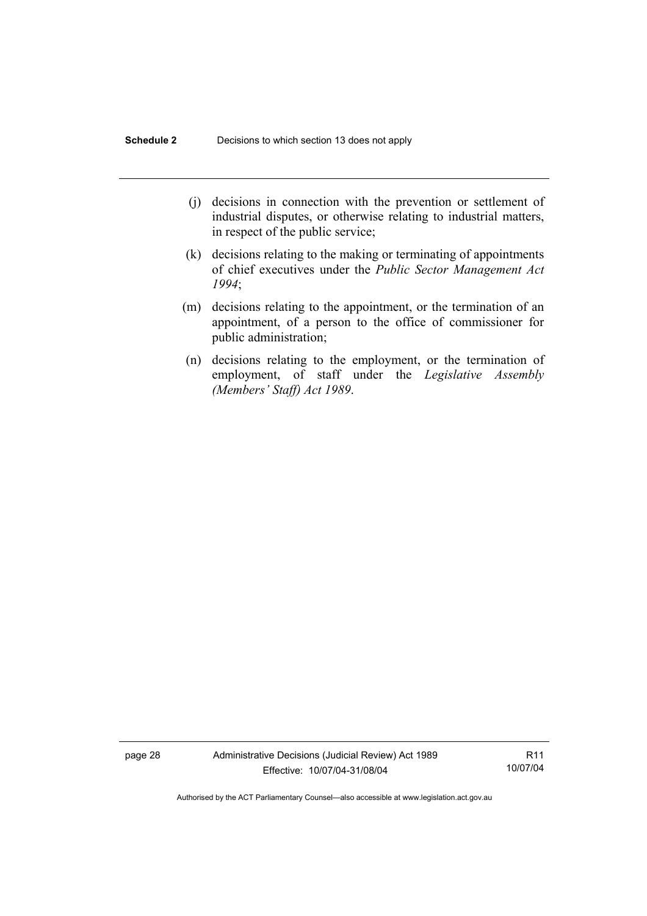(j) decisions in connection with the prevention or settlement of industrial disputes, or otherwise relating to industrial matters, in respect of the public service;

(k) decisions relating to the making or terminating of appointments of chief executives under the *Public Sector Management Act 1994*;

(m) decisions relating to the appointment, or the termination of an appointment, of a person to the office of commissioner for public administration;

(n) decisions relating to the employment, or the termination of employment, of staff under the *Legislative Assembly (Members' Staff) Act 1989*.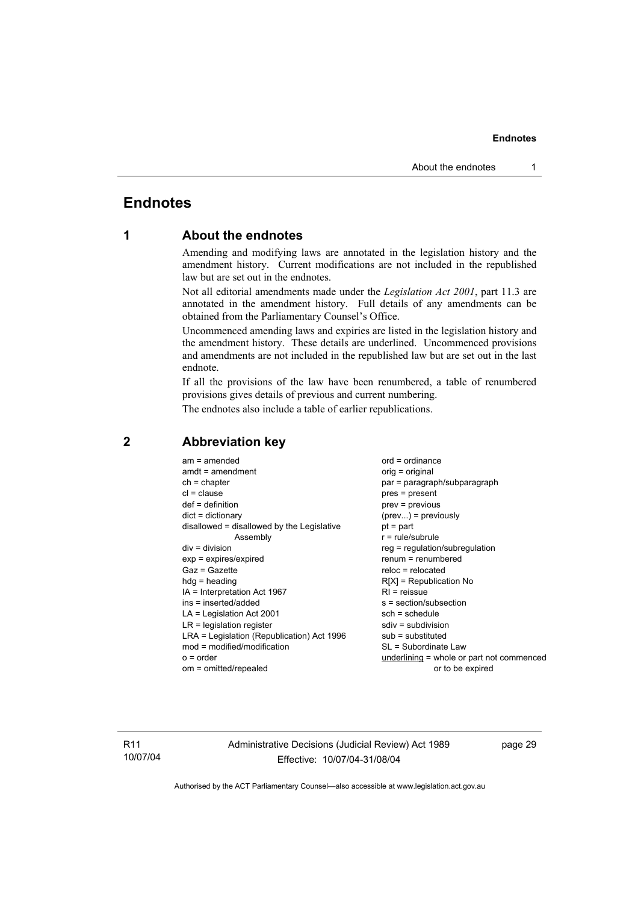# Endnotes

## 1 About the endnotes

Amending and modifying laws are annotated in the legislation history and the amendment history. Current modifications are not included in the republished law but are set out in the endnotes.

Not all editorial amendments made under the *Legislation Act 2001*, part 11.3 are annotated in the amendment history. Full details of any amendments can be obtained from the Parliamentary Counsel's Office.

Uncommenced amending laws and expiries are listed in the legislation history and the amendment history. These details are underlined. Uncommenced provisions and amendments are not included in the republished law but are set out in the last endnote.

If all the provisions of the law have been renumbered, a table of renumbered provisions gives details of previous and current numbering.

The endnotes also include a table of earlier republications.

## 2 Abbreviation key

am = amended
amdt = amendment
ch = chapter
cl = clause
def = definition
dict = dictionary
disallowed = disallowed by the Legislative Assembly
div = division
exp = expires/expired
Gaz = Gazette
hdg = heading
IA = Interpretation Act 1967
ins = inserted/added
LA = Legislation Act 2001
LR = legislation register
LRA = Legislation (Republication) Act 1996
mod = modified/modification
o = order
om = omitted/repealed
ord = ordinance
orig = original
par = paragraph/subparagraph
pres = present
prev = previous
(prev...) = previously
pt = part
r = rule/subrule
reg = regulation/subregulation
renum = renumbered
reloc = relocated
R[X] = Republication No
RI = reissue
s = section/subsection
sch = schedule
sdiv = subdivision
sub = substituted
SL = Subordinate Law
<u>underlining</u> = whole or part not commenced or to be expired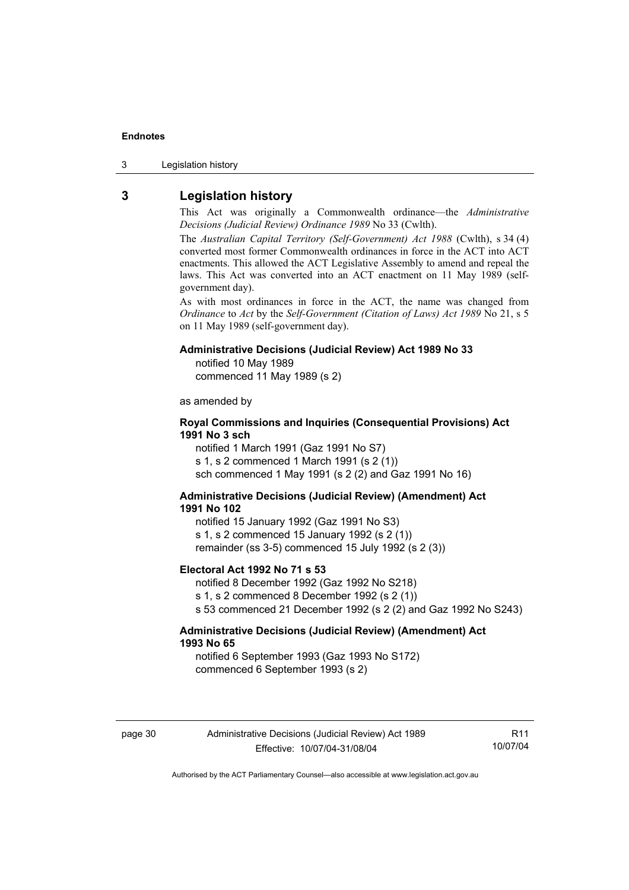## 3 Legislation history

This Act was originally a Commonwealth ordinance—the *Administrative Decisions (Judicial Review) Ordinance 1989* No 33 (Cwlth).

The *Australian Capital Territory (Self-Government) Act 1988* (Cwlth), s 34 (4) converted most former Commonwealth ordinances in force in the ACT into ACT enactments. This allowed the ACT Legislative Assembly to amend and repeal the laws. This Act was converted into an ACT enactment on 11 May 1989 (self-government day).

As with most ordinances in force in the ACT, the name was changed from *Ordinance* to *Act* by the *Self-Government (Citation of Laws) Act 1989* No 21, s 5 on 11 May 1989 (self-government day).

**Administrative Decisions (Judicial Review) Act 1989 No 33**
notified 10 May 1989
commenced 11 May 1989 (s 2)

as amended by

**Royal Commissions and Inquiries (Consequential Provisions) Act 1991 No 3 sch**
notified 1 March 1991 (Gaz 1991 No S7)
s 1, s 2 commenced 1 March 1991 (s 2 (1))
sch commenced 1 May 1991 (s 2 (2) and Gaz 1991 No 16)

**Administrative Decisions (Judicial Review) (Amendment) Act 1991 No 102**
notified 15 January 1992 (Gaz 1991 No S3)
s 1, s 2 commenced 15 January 1992 (s 2 (1))
remainder (ss 3-5) commenced 15 July 1992 (s 2 (3))

**Electoral Act 1992 No 71 s 53**
notified 8 December 1992 (Gaz 1992 No S218)
s 1, s 2 commenced 8 December 1992 (s 2 (1))
s 53 commenced 21 December 1992 (s 2 (2) and Gaz 1992 No S243)

**Administrative Decisions (Judicial Review) (Amendment) Act 1993 No 65**
notified 6 September 1993 (Gaz 1993 No S172)
commenced 6 September 1993 (s 2)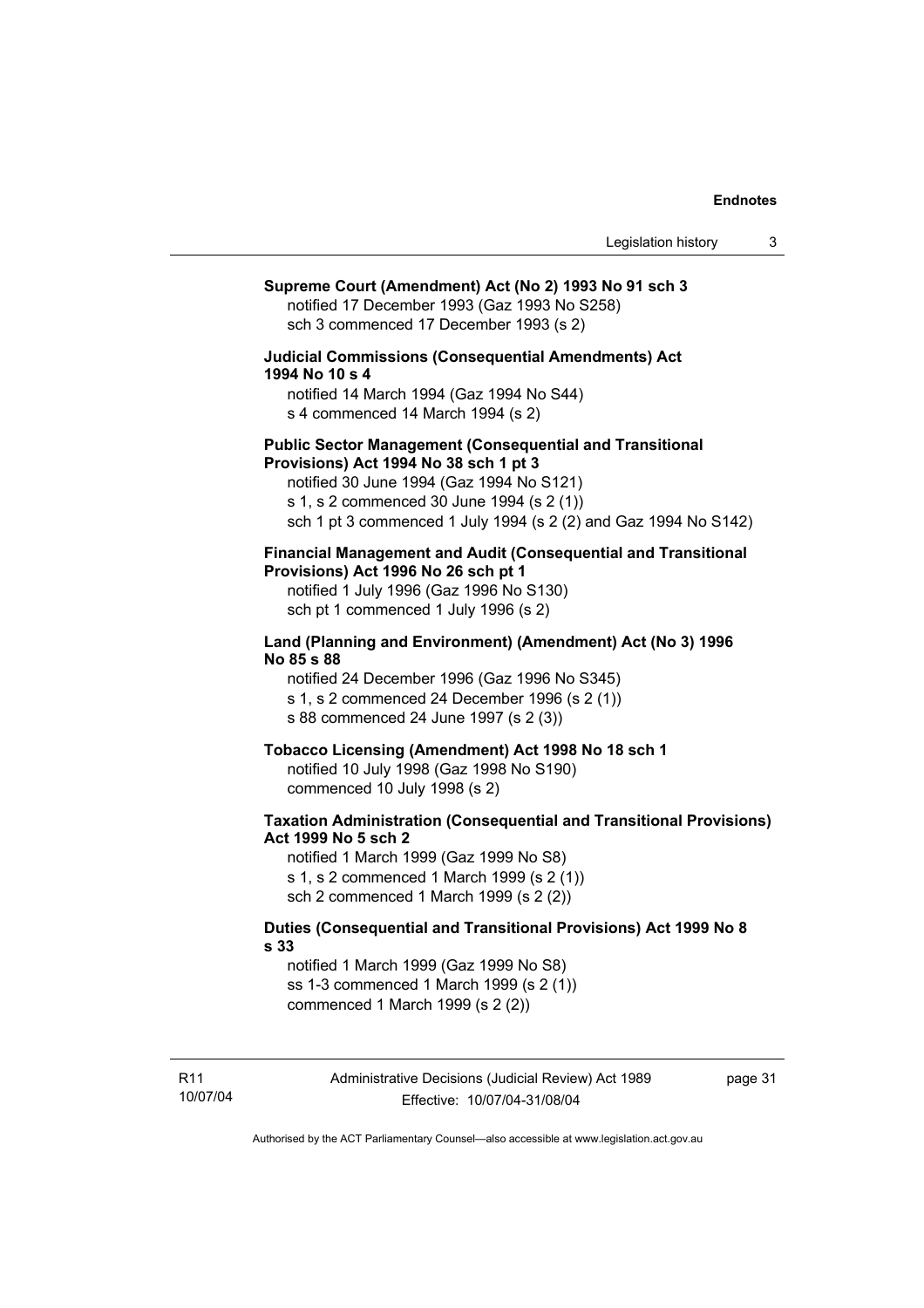**Supreme Court (Amendment) Act (No 2) 1993 No 91 sch 3**
notified 17 December 1993 (Gaz 1993 No S258)
sch 3 commenced 17 December 1993 (s 2)

**Judicial Commissions (Consequential Amendments) Act 1994 No 10 s 4**
notified 14 March 1994 (Gaz 1994 No S44)
s 4 commenced 14 March 1994 (s 2)

**Public Sector Management (Consequential and Transitional Provisions) Act 1994 No 38 sch 1 pt 3**
notified 30 June 1994 (Gaz 1994 No S121)
s 1, s 2 commenced 30 June 1994 (s 2 (1))
sch 1 pt 3 commenced 1 July 1994 (s 2 (2) and Gaz 1994 No S142)

**Financial Management and Audit (Consequential and Transitional Provisions) Act 1996 No 26 sch pt 1**
notified 1 July 1996 (Gaz 1996 No S130)
sch pt 1 commenced 1 July 1996 (s 2)

**Land (Planning and Environment) (Amendment) Act (No 3) 1996 No 85 s 88**
notified 24 December 1996 (Gaz 1996 No S345)
s 1, s 2 commenced 24 December 1996 (s 2 (1))
s 88 commenced 24 June 1997 (s 2 (3))

**Tobacco Licensing (Amendment) Act 1998 No 18 sch 1**
notified 10 July 1998 (Gaz 1998 No S190)
commenced 10 July 1998 (s 2)

**Taxation Administration (Consequential and Transitional Provisions) Act 1999 No 5 sch 2**
notified 1 March 1999 (Gaz 1999 No S8)
s 1, s 2 commenced 1 March 1999 (s 2 (1))
sch 2 commenced 1 March 1999 (s 2 (2))

**Duties (Consequential and Transitional Provisions) Act 1999 No 8 s 33**
notified 1 March 1999 (Gaz 1999 No S8)
ss 1-3 commenced 1 March 1999 (s 2 (1))
commenced 1 March 1999 (s 2 (2))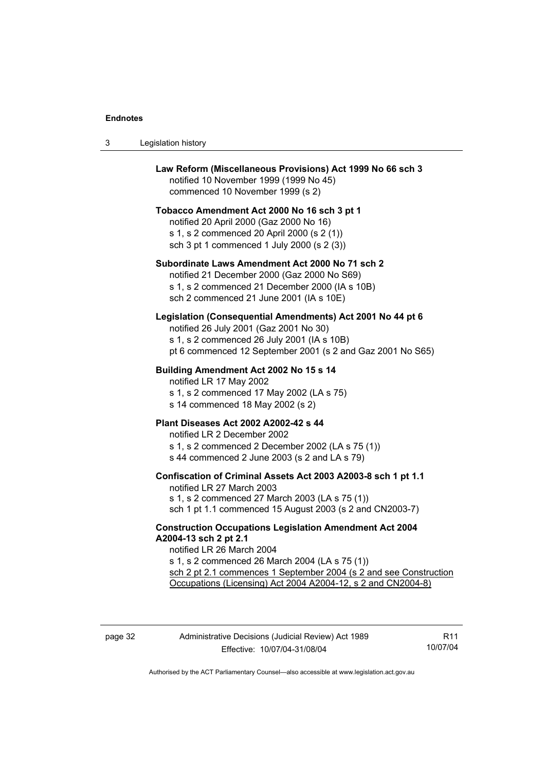**Law Reform (Miscellaneous Provisions) Act 1999 No 66 sch 3**
notified 10 November 1999 (1999 No 45)
commenced 10 November 1999 (s 2)

**Tobacco Amendment Act 2000 No 16 sch 3 pt 1**
notified 20 April 2000 (Gaz 2000 No 16)
s 1, s 2 commenced 20 April 2000 (s 2 (1))
sch 3 pt 1 commenced 1 July 2000 (s 2 (3))

**Subordinate Laws Amendment Act 2000 No 71 sch 2**
notified 21 December 2000 (Gaz 2000 No S69)
s 1, s 2 commenced 21 December 2000 (IA s 10B)
sch 2 commenced 21 June 2001 (IA s 10E)

**Legislation (Consequential Amendments) Act 2001 No 44 pt 6**
notified 26 July 2001 (Gaz 2001 No 30)
s 1, s 2 commenced 26 July 2001 (IA s 10B)
pt 6 commenced 12 September 2001 (s 2 and Gaz 2001 No S65)

**Building Amendment Act 2002 No 15 s 14**
notified LR 17 May 2002
s 1, s 2 commenced 17 May 2002 (LA s 75)
s 14 commenced 18 May 2002 (s 2)

**Plant Diseases Act 2002 A2002-42 s 44**
notified LR 2 December 2002
s 1, s 2 commenced 2 December 2002 (LA s 75 (1))
s 44 commenced 2 June 2003 (s 2 and LA s 79)

**Confiscation of Criminal Assets Act 2003 A2003-8 sch 1 pt 1.1**
notified LR 27 March 2003
s 1, s 2 commenced 27 March 2003 (LA s 75 (1))
sch 1 pt 1.1 commenced 15 August 2003 (s 2 and CN2003-7)

**Construction Occupations Legislation Amendment Act 2004 A2004-13 sch 2 pt 2.1**
notified LR 26 March 2004
s 1, s 2 commenced 26 March 2004 (LA s 75 (1))
sch 2 pt 2.1 commences 1 September 2004 (s 2 and see Construction Occupations (Licensing) Act 2004 A2004-12, s 2 and CN2004-8)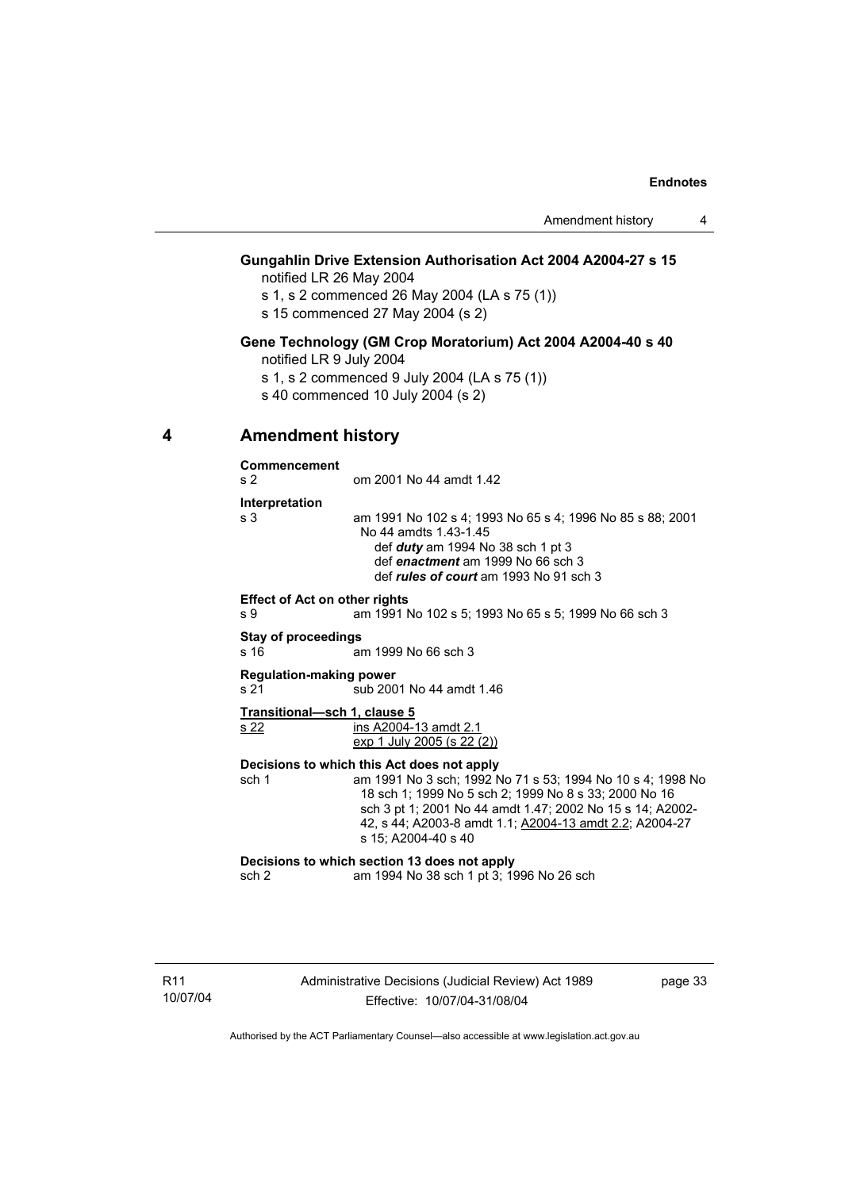**Gungahlin Drive Extension Authorisation Act 2004 A2004-27 s 15**
notified LR 26 May 2004
s 1, s 2 commenced 26 May 2004 (LA s 75 (1))
s 15 commenced 27 May 2004 (s 2)

**Gene Technology (GM Crop Moratorium) Act 2004 A2004-40 s 40**
notified LR 9 July 2004
s 1, s 2 commenced 9 July 2004 (LA s 75 (1))
s 40 commenced 10 July 2004 (s 2)

## 4 Amendment history

**Commencement**
s 2 om 2001 No 44 amdt 1.42

**Interpretation**
s 3 am 1991 No 102 s 4; 1993 No 65 s 4; 1996 No 85 s 88; 2001 No 44 amdts 1.43-1.45
def ***duty*** am 1994 No 38 sch 1 pt 3
def ***enactment*** am 1999 No 66 sch 3
def ***rules of court*** am 1993 No 91 sch 3

**Effect of Act on other rights**
s 9 am 1991 No 102 s 5; 1993 No 65 s 5; 1999 No 66 sch 3

**Stay of proceedings**
s 16 am 1999 No 66 sch 3

**Regulation-making power**
s 21 sub 2001 No 44 amdt 1.46

**Transitional—sch 1, clause 5**
s 22 ins A2004-13 amdt 2.1
exp 1 July 2005 (s 22 (2))

**Decisions to which this Act does not apply**
sch 1 am 1991 No 3 sch; 1992 No 71 s 53; 1994 No 10 s 4; 1998 No 18 sch 1; 1999 No 5 sch 2; 1999 No 8 s 33; 2000 No 16 sch 3 pt 1; 2001 No 44 amdt 1.47; 2002 No 15 s 14; A2002-42, s 44; A2003-8 amdt 1.1; A2004-13 amdt 2.2; A2004-27 s 15; A2004-40 s 40

**Decisions to which section 13 does not apply**
sch 2 am 1994 No 38 sch 1 pt 3; 1996 No 26 sch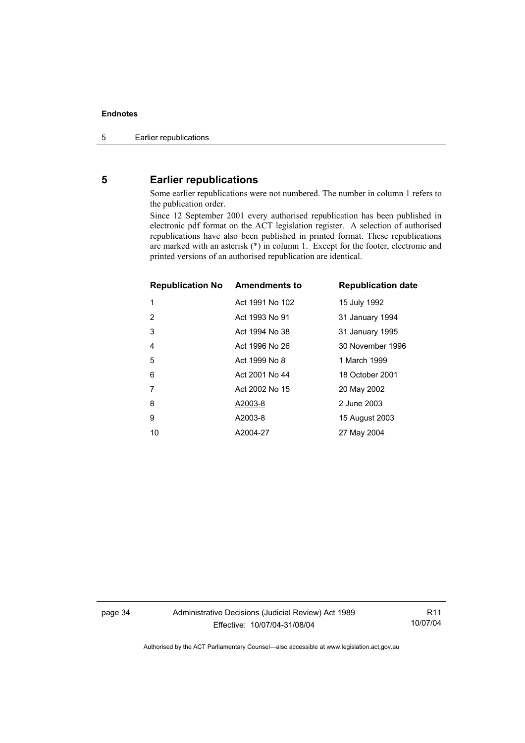## 5 Earlier republications

Some earlier republications were not numbered. The number in column 1 refers to the publication order.

Since 12 September 2001 every authorised republication has been published in electronic pdf format on the ACT legislation register. A selection of authorised republications have also been published in printed format. These republications are marked with an asterisk (*) in column 1. Except for the footer, electronic and printed versions of an authorised republication are identical.

| Republication No | Amendments to | Republication date |
|---|---|---|
| 1 | Act 1991 No 102 | 15 July 1992 |
| 2 | Act 1993 No 91 | 31 January 1994 |
| 3 | Act 1994 No 38 | 31 January 1995 |
| 4 | Act 1996 No 26 | 30 November 1996 |
| 5 | Act 1999 No 8 | 1 March 1999 |
| 6 | Act 2001 No 44 | 18 October 2001 |
| 7 | Act 2002 No 15 | 20 May 2002 |
| 8 | A2003-8 | 2 June 2003 |
| 9 | A2003-8 | 15 August 2003 |
| 10 | A2004-27 | 27 May 2004 |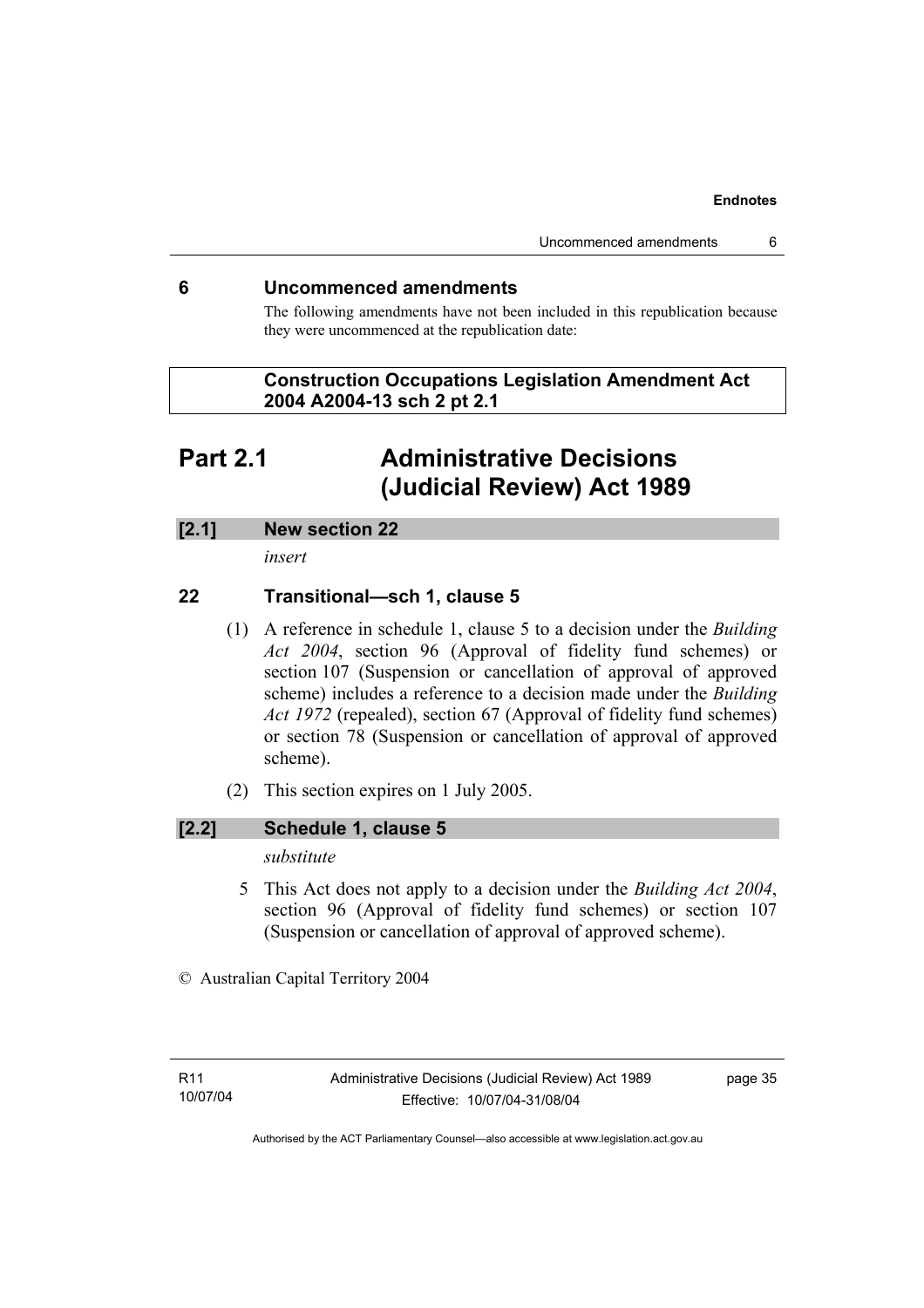## 6 Uncommenced amendments

The following amendments have not been included in this republication because they were uncommenced at the republication date:

**Construction Occupations Legislation Amendment Act 2004 A2004-13 sch 2 pt 2.1**

# Part 2.1 Administrative Decisions (Judicial Review) Act 1989

### [2.1] New section 22

*insert*

### 22 Transitional—sch 1, clause 5

(1) A reference in schedule 1, clause 5 to a decision under the *Building Act 2004*, section 96 (Approval of fidelity fund schemes) or section 107 (Suspension or cancellation of approval of approved scheme) includes a reference to a decision made under the *Building Act 1972* (repealed), section 67 (Approval of fidelity fund schemes) or section 78 (Suspension or cancellation of approval of approved scheme).

(2) This section expires on 1 July 2005.

### [2.2] Schedule 1, clause 5

*substitute*

5 This Act does not apply to a decision under the *Building Act 2004*, section 96 (Approval of fidelity fund schemes) or section 107 (Suspension or cancellation of approval of approved scheme).

© Australian Capital Territory 2004